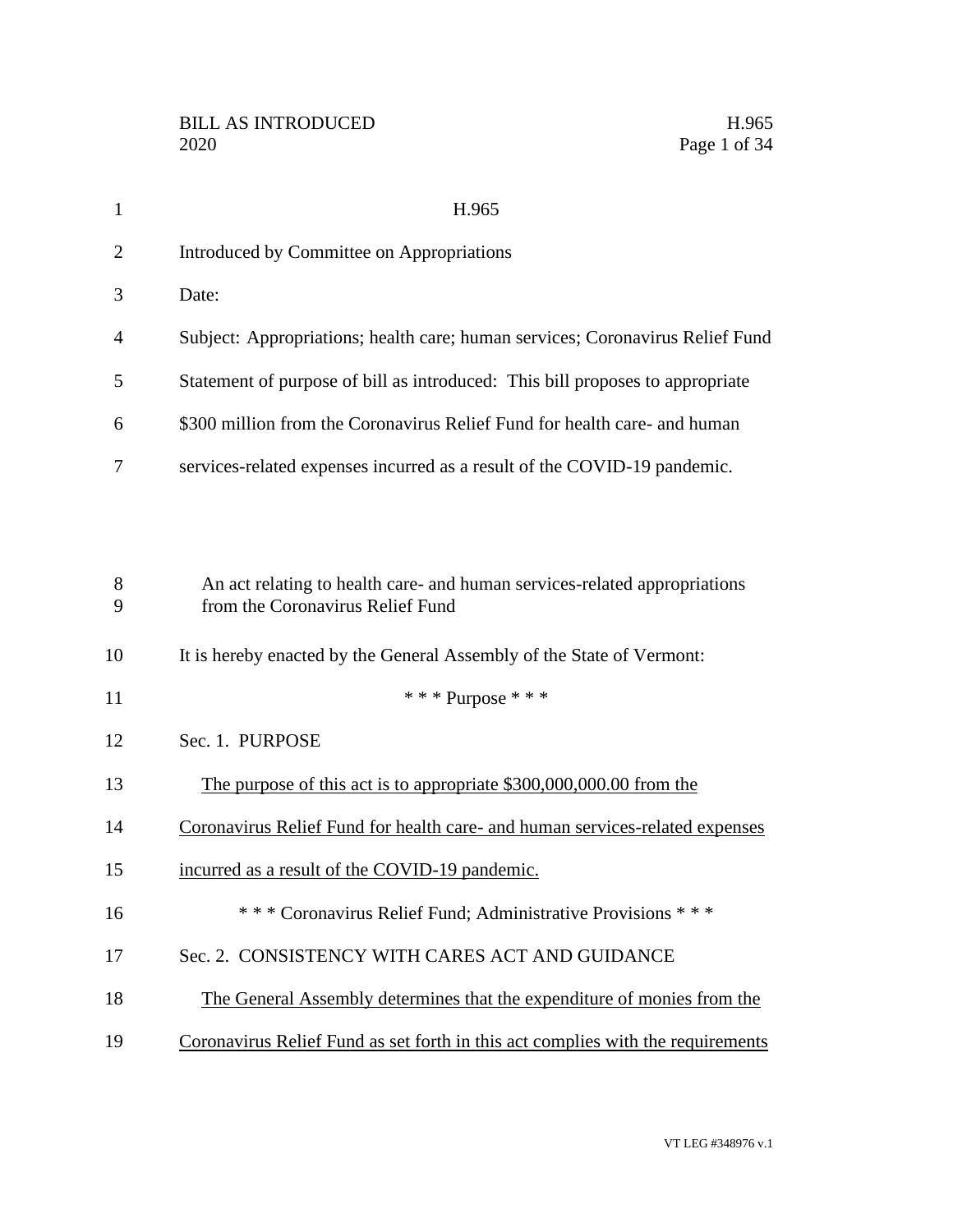# H.965

Introduced by Committee on Appropriations

Date:

Subject: Appropriations; health care; human services; Coronavirus Relief Fund

Statement of purpose of bill as introduced: This bill proposes to appropriate $300 million from the Coronavirus Relief Fund for health care- and human services-related expenses incurred as a result of the COVID-19 pandemic.

An act relating to health care- and human services-related appropriations from the Coronavirus Relief Fund

It is hereby enacted by the General Assembly of the State of Vermont:

\* \* \* Purpose \* \* \*

Sec. 1. PURPOSE

The purpose of this act is to appropriate $300,000,000.00 from the Coronavirus Relief Fund for health care- and human services-related expenses incurred as a result of the COVID-19 pandemic.

\* \* \* Coronavirus Relief Fund; Administrative Provisions \* \* \*

Sec. 2. CONSISTENCY WITH CARES ACT AND GUIDANCE

The General Assembly determines that the expenditure of monies from the Coronavirus Relief Fund as set forth in this act complies with the requirements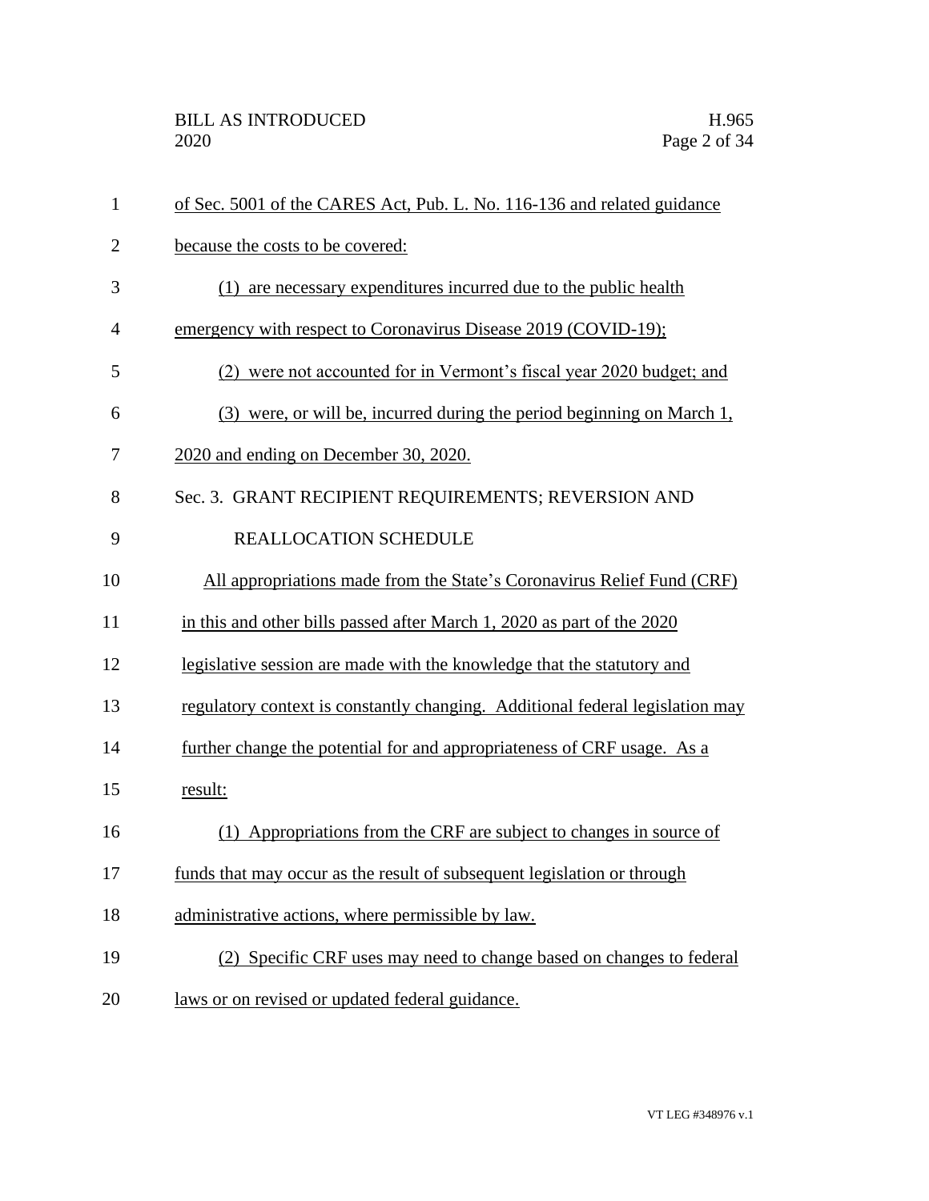of Sec. 5001 of the CARES Act, Pub. L. No. 116-136 and related guidance because the costs to be covered:

(1) are necessary expenditures incurred due to the public health emergency with respect to Coronavirus Disease 2019 (COVID-19);

(2) were not accounted for in Vermont's fiscal year 2020 budget; and

(3) were, or will be, incurred during the period beginning on March 1, 2020 and ending on December 30, 2020.

Sec. 3. GRANT RECIPIENT REQUIREMENTS; REVERSION AND REALLOCATION SCHEDULE

All appropriations made from the State's Coronavirus Relief Fund (CRF) in this and other bills passed after March 1, 2020 as part of the 2020 legislative session are made with the knowledge that the statutory and regulatory context is constantly changing. Additional federal legislation may further change the potential for and appropriateness of CRF usage. As a result:

(1) Appropriations from the CRF are subject to changes in source of funds that may occur as the result of subsequent legislation or through administrative actions, where permissible by law.

(2) Specific CRF uses may need to change based on changes to federal laws or on revised or updated federal guidance.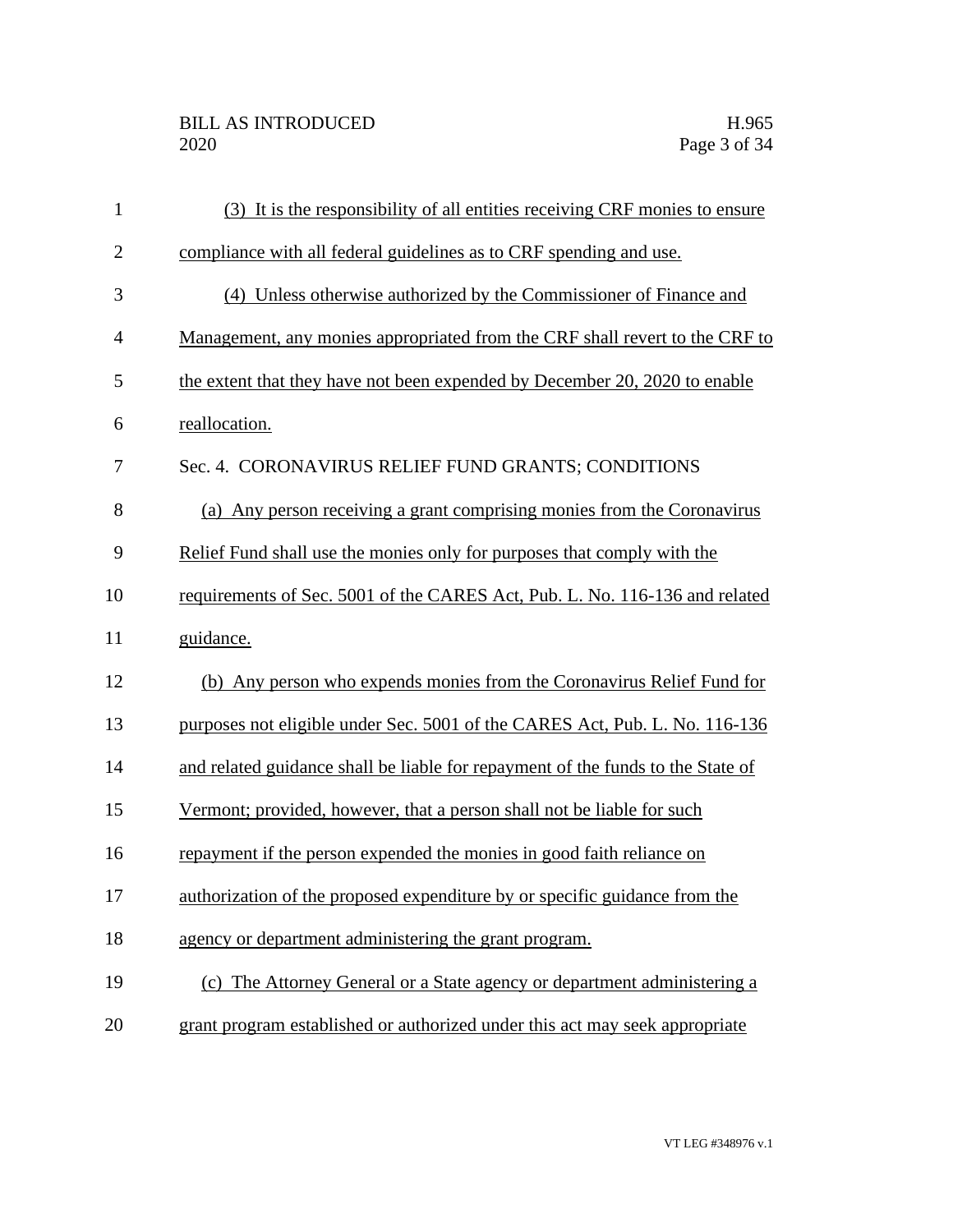(3) It is the responsibility of all entities receiving CRF monies to ensure compliance with all federal guidelines as to CRF spending and use.

(4) Unless otherwise authorized by the Commissioner of Finance and Management, any monies appropriated from the CRF shall revert to the CRF to the extent that they have not been expended by December 20, 2020 to enable reallocation.

Sec. 4. CORONAVIRUS RELIEF FUND GRANTS; CONDITIONS

(a) Any person receiving a grant comprising monies from the Coronavirus Relief Fund shall use the monies only for purposes that comply with the requirements of Sec. 5001 of the CARES Act, Pub. L. No. 116-136 and related guidance.

(b) Any person who expends monies from the Coronavirus Relief Fund for purposes not eligible under Sec. 5001 of the CARES Act, Pub. L. No. 116-136 and related guidance shall be liable for repayment of the funds to the State of Vermont; provided, however, that a person shall not be liable for such repayment if the person expended the monies in good faith reliance on authorization of the proposed expenditure by or specific guidance from the agency or department administering the grant program.

(c) The Attorney General or a State agency or department administering a grant program established or authorized under this act may seek appropriate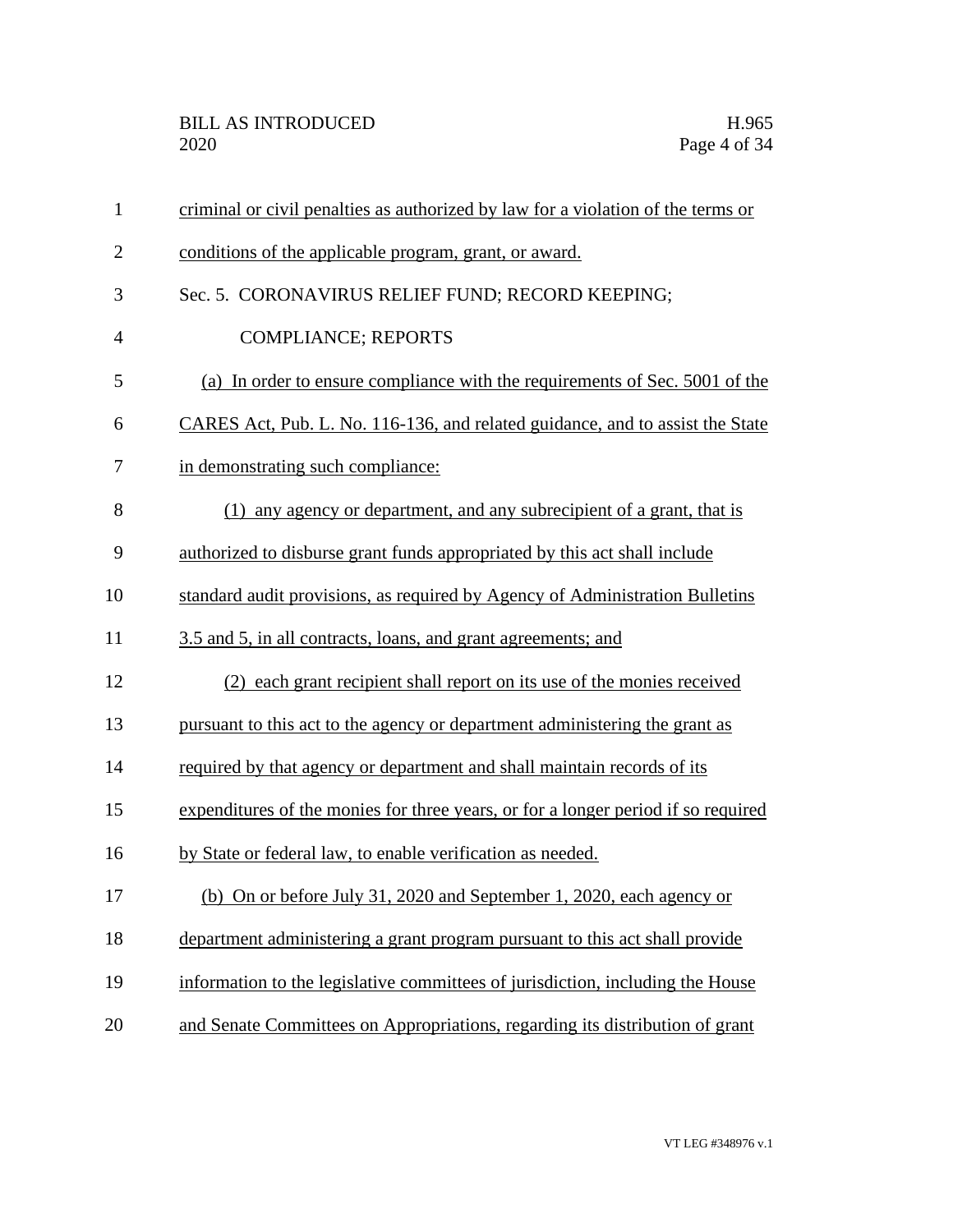criminal or civil penalties as authorized by law for a violation of the terms or conditions of the applicable program, grant, or award.

Sec. 5. CORONAVIRUS RELIEF FUND; RECORD KEEPING; COMPLIANCE; REPORTS

(a) In order to ensure compliance with the requirements of Sec. 5001 of the CARES Act, Pub. L. No. 116-136, and related guidance, and to assist the State in demonstrating such compliance:

(1) any agency or department, and any subrecipient of a grant, that is authorized to disburse grant funds appropriated by this act shall include standard audit provisions, as required by Agency of Administration Bulletins 3.5 and 5, in all contracts, loans, and grant agreements; and

(2) each grant recipient shall report on its use of the monies received pursuant to this act to the agency or department administering the grant as required by that agency or department and shall maintain records of its expenditures of the monies for three years, or for a longer period if so required by State or federal law, to enable verification as needed.

(b) On or before July 31, 2020 and September 1, 2020, each agency or department administering a grant program pursuant to this act shall provide information to the legislative committees of jurisdiction, including the House and Senate Committees on Appropriations, regarding its distribution of grant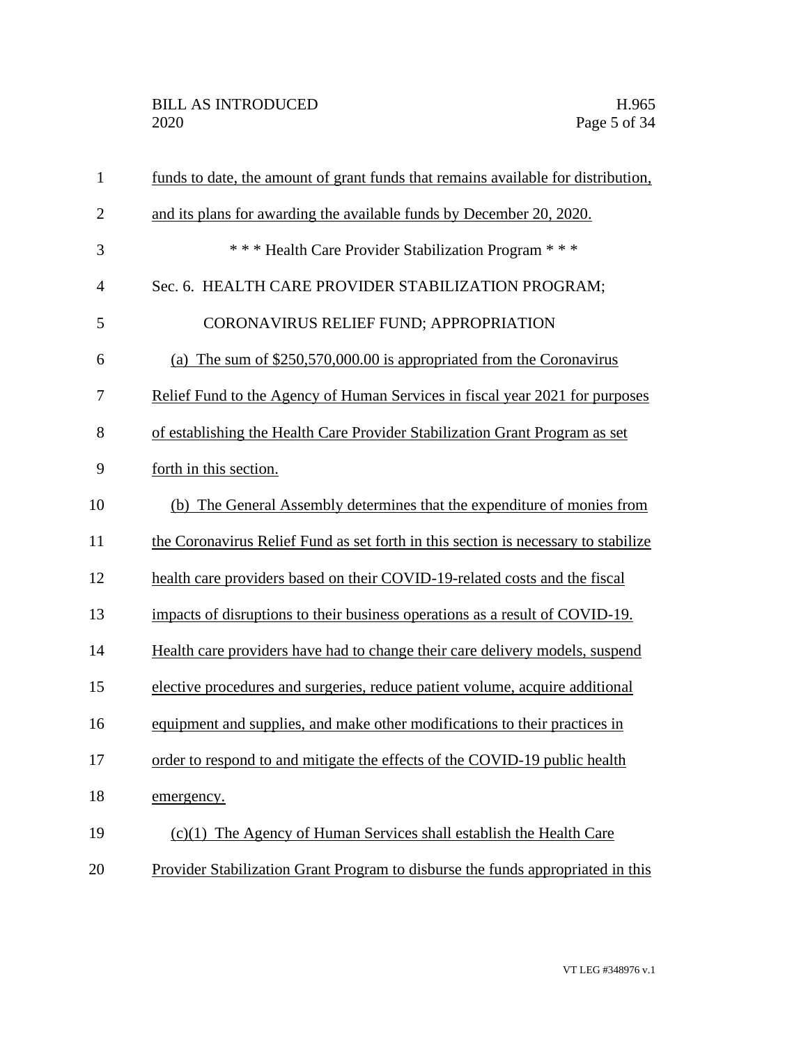funds to date, the amount of grant funds that remains available for distribution, and its plans for awarding the available funds by December 20, 2020.

\* \* \* Health Care Provider Stabilization Program \* \* \*

Sec. 6. HEALTH CARE PROVIDER STABILIZATION PROGRAM; CORONAVIRUS RELIEF FUND; APPROPRIATION

(a) The sum of $250,570,000.00 is appropriated from the Coronavirus Relief Fund to the Agency of Human Services in fiscal year 2021 for purposes of establishing the Health Care Provider Stabilization Grant Program as set forth in this section.

(b) The General Assembly determines that the expenditure of monies from the Coronavirus Relief Fund as set forth in this section is necessary to stabilize health care providers based on their COVID-19-related costs and the fiscal impacts of disruptions to their business operations as a result of COVID-19. Health care providers have had to change their care delivery models, suspend elective procedures and surgeries, reduce patient volume, acquire additional equipment and supplies, and make other modifications to their practices in order to respond to and mitigate the effects of the COVID-19 public health emergency.

(c)(1) The Agency of Human Services shall establish the Health Care Provider Stabilization Grant Program to disburse the funds appropriated in this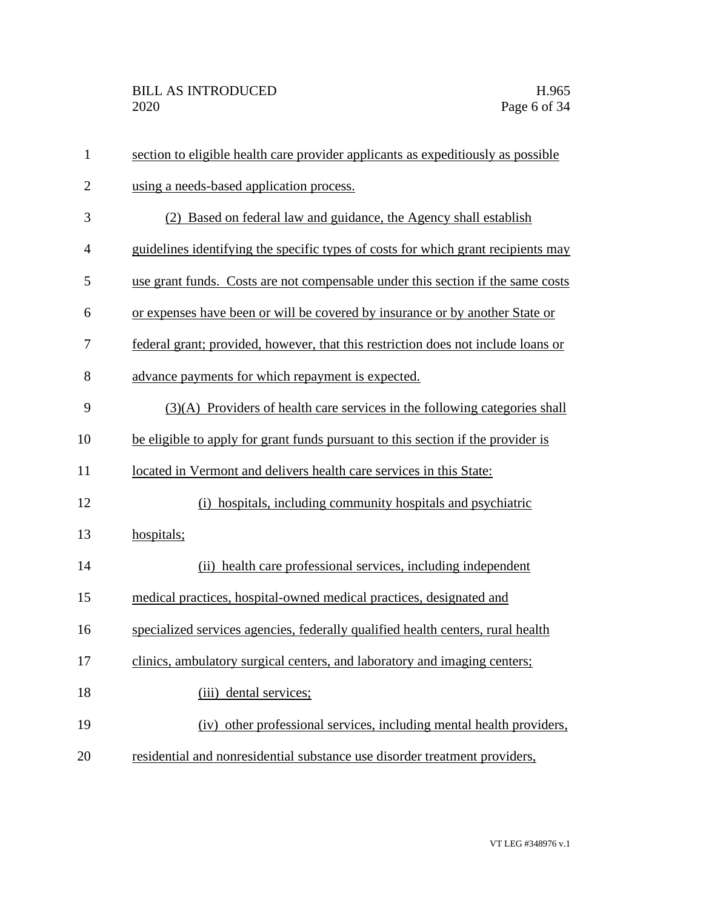section to eligible health care provider applicants as expeditiously as possible using a needs-based application process.

(2) Based on federal law and guidance, the Agency shall establish guidelines identifying the specific types of costs for which grant recipients may use grant funds. Costs are not compensable under this section if the same costs or expenses have been or will be covered by insurance or by another State or federal grant; provided, however, that this restriction does not include loans or advance payments for which repayment is expected.

(3)(A) Providers of health care services in the following categories shall be eligible to apply for grant funds pursuant to this section if the provider is located in Vermont and delivers health care services in this State:

(i) hospitals, including community hospitals and psychiatric hospitals;

(ii) health care professional services, including independent medical practices, hospital-owned medical practices, designated and specialized services agencies, federally qualified health centers, rural health clinics, ambulatory surgical centers, and laboratory and imaging centers;

(iii) dental services;

(iv) other professional services, including mental health providers, residential and nonresidential substance use disorder treatment providers,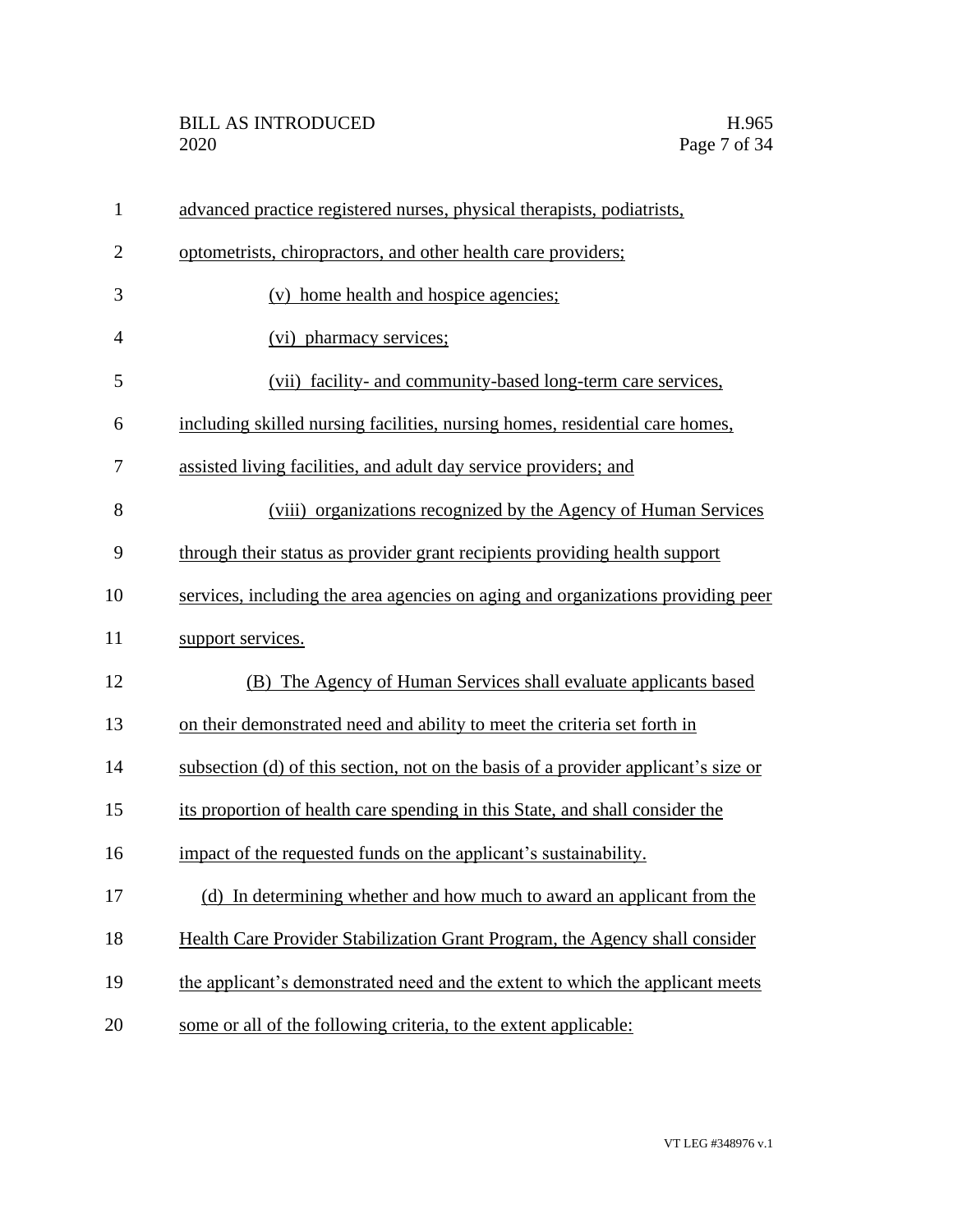advanced practice registered nurses, physical therapists, podiatrists, optometrists, chiropractors, and other health care providers;

(v) home health and hospice agencies;

(vi) pharmacy services;

(vii) facility- and community-based long-term care services, including skilled nursing facilities, nursing homes, residential care homes, assisted living facilities, and adult day service providers; and

(viii) organizations recognized by the Agency of Human Services through their status as provider grant recipients providing health support services, including the area agencies on aging and organizations providing peer support services.

(B) The Agency of Human Services shall evaluate applicants based on their demonstrated need and ability to meet the criteria set forth in subsection (d) of this section, not on the basis of a provider applicant's size or its proportion of health care spending in this State, and shall consider the impact of the requested funds on the applicant's sustainability.

(d) In determining whether and how much to award an applicant from the Health Care Provider Stabilization Grant Program, the Agency shall consider the applicant's demonstrated need and the extent to which the applicant meets some or all of the following criteria, to the extent applicable: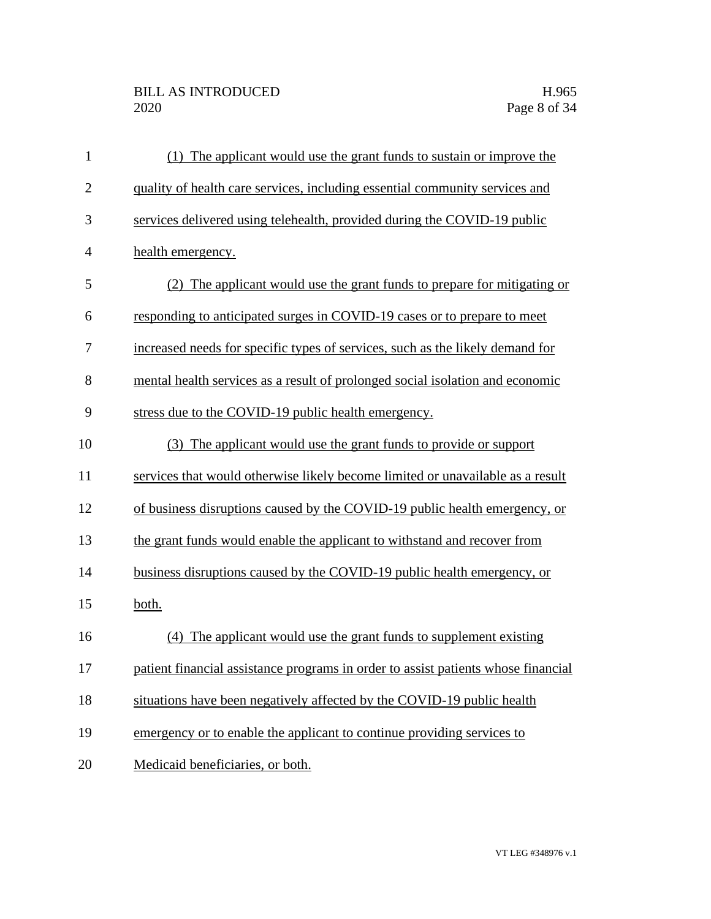(1) The applicant would use the grant funds to sustain or improve the quality of health care services, including essential community services and services delivered using telehealth, provided during the COVID-19 public health emergency.

(2) The applicant would use the grant funds to prepare for mitigating or responding to anticipated surges in COVID-19 cases or to prepare to meet increased needs for specific types of services, such as the likely demand for mental health services as a result of prolonged social isolation and economic stress due to the COVID-19 public health emergency.

(3) The applicant would use the grant funds to provide or support services that would otherwise likely become limited or unavailable as a result of business disruptions caused by the COVID-19 public health emergency, or the grant funds would enable the applicant to withstand and recover from business disruptions caused by the COVID-19 public health emergency, or both.

(4) The applicant would use the grant funds to supplement existing patient financial assistance programs in order to assist patients whose financial situations have been negatively affected by the COVID-19 public health emergency or to enable the applicant to continue providing services to Medicaid beneficiaries, or both.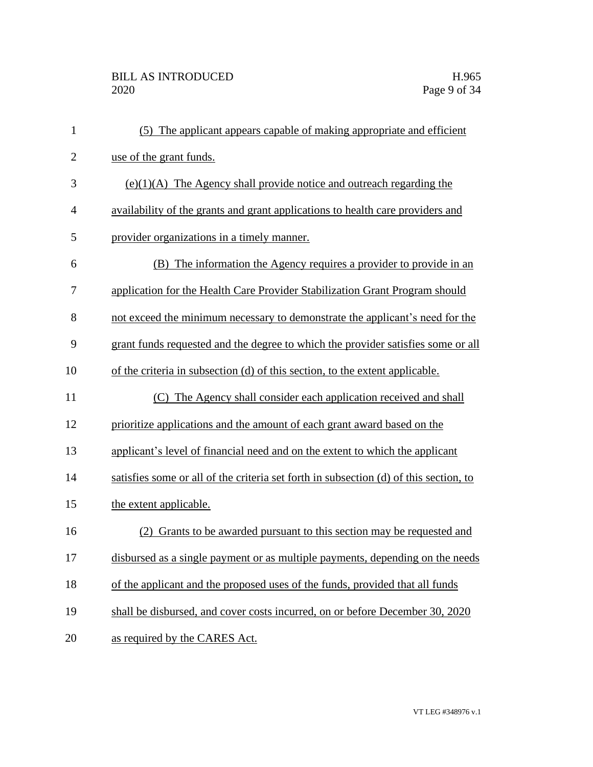(5) The applicant appears capable of making appropriate and efficient use of the grant funds.

(e)(1)(A) The Agency shall provide notice and outreach regarding the availability of the grants and grant applications to health care providers and provider organizations in a timely manner.

(B) The information the Agency requires a provider to provide in an application for the Health Care Provider Stabilization Grant Program should not exceed the minimum necessary to demonstrate the applicant's need for the grant funds requested and the degree to which the provider satisfies some or all of the criteria in subsection (d) of this section, to the extent applicable.

(C) The Agency shall consider each application received and shall prioritize applications and the amount of each grant award based on the applicant's level of financial need and on the extent to which the applicant satisfies some or all of the criteria set forth in subsection (d) of this section, to the extent applicable.

(2) Grants to be awarded pursuant to this section may be requested and disbursed as a single payment or as multiple payments, depending on the needs of the applicant and the proposed uses of the funds, provided that all funds shall be disbursed, and cover costs incurred, on or before December 30, 2020 as required by the CARES Act.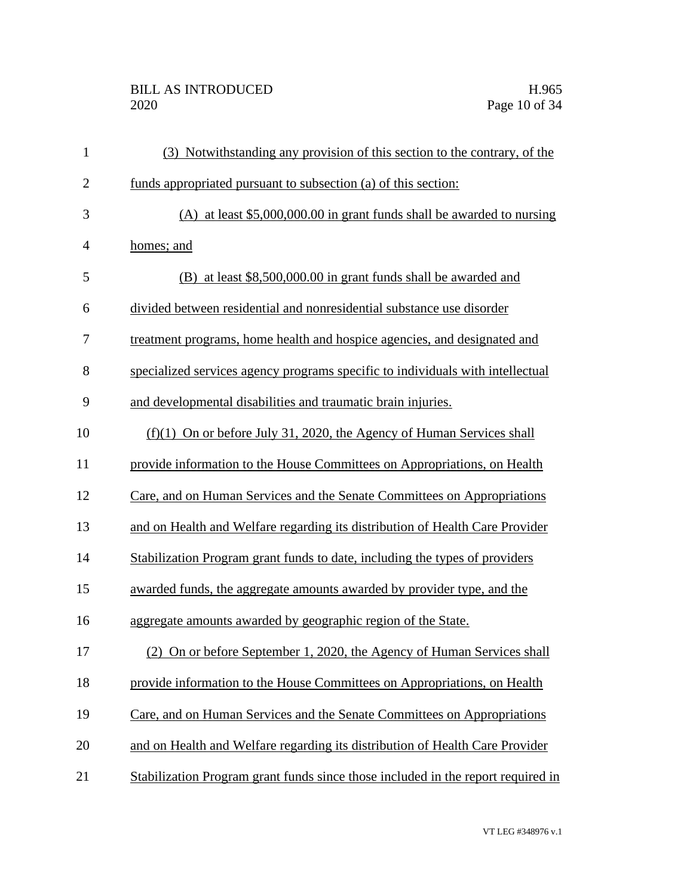(3) Notwithstanding any provision of this section to the contrary, of the funds appropriated pursuant to subsection (a) of this section:

(A) at least $5,000,000.00 in grant funds shall be awarded to nursing homes; and

(B) at least $8,500,000.00 in grant funds shall be awarded and divided between residential and nonresidential substance use disorder treatment programs, home health and hospice agencies, and designated and specialized services agency programs specific to individuals with intellectual and developmental disabilities and traumatic brain injuries.

(f)(1) On or before July 31, 2020, the Agency of Human Services shall provide information to the House Committees on Appropriations, on Health Care, and on Human Services and the Senate Committees on Appropriations and on Health and Welfare regarding its distribution of Health Care Provider Stabilization Program grant funds to date, including the types of providers awarded funds, the aggregate amounts awarded by provider type, and the aggregate amounts awarded by geographic region of the State.

(2) On or before September 1, 2020, the Agency of Human Services shall provide information to the House Committees on Appropriations, on Health Care, and on Human Services and the Senate Committees on Appropriations and on Health and Welfare regarding its distribution of Health Care Provider Stabilization Program grant funds since those included in the report required in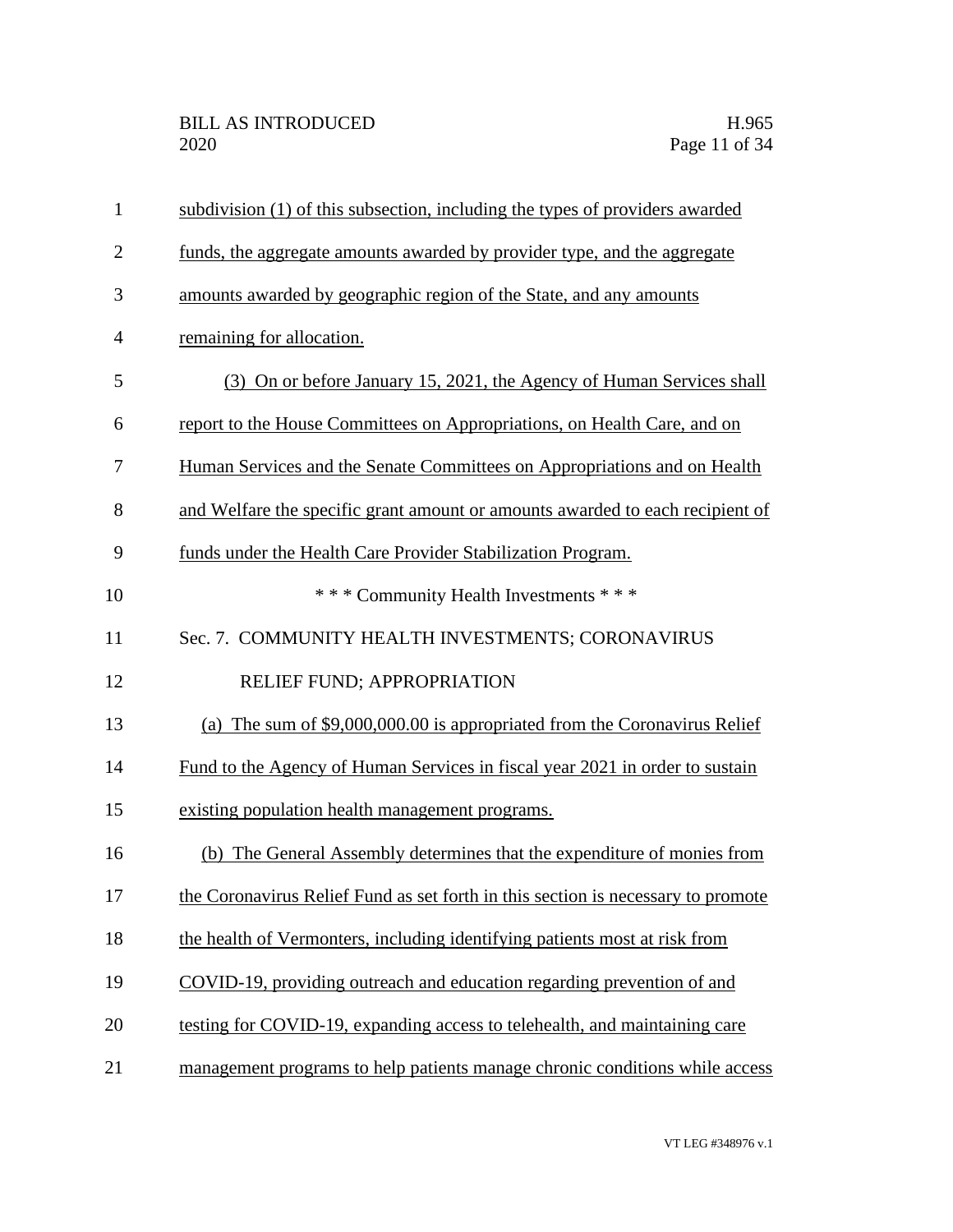subdivision (1) of this subsection, including the types of providers awarded funds, the aggregate amounts awarded by provider type, and the aggregate amounts awarded by geographic region of the State, and any amounts remaining for allocation.

(3) On or before January 15, 2021, the Agency of Human Services shall report to the House Committees on Appropriations, on Health Care, and on Human Services and the Senate Committees on Appropriations and on Health and Welfare the specific grant amount or amounts awarded to each recipient of funds under the Health Care Provider Stabilization Program.

\* \* \* Community Health Investments \* \* \*

Sec. 7. COMMUNITY HEALTH INVESTMENTS; CORONAVIRUS RELIEF FUND; APPROPRIATION

(a) The sum of $9,000,000.00 is appropriated from the Coronavirus Relief Fund to the Agency of Human Services in fiscal year 2021 in order to sustain existing population health management programs.

(b) The General Assembly determines that the expenditure of monies from the Coronavirus Relief Fund as set forth in this section is necessary to promote the health of Vermonters, including identifying patients most at risk from COVID-19, providing outreach and education regarding prevention of and testing for COVID-19, expanding access to telehealth, and maintaining care management programs to help patients manage chronic conditions while access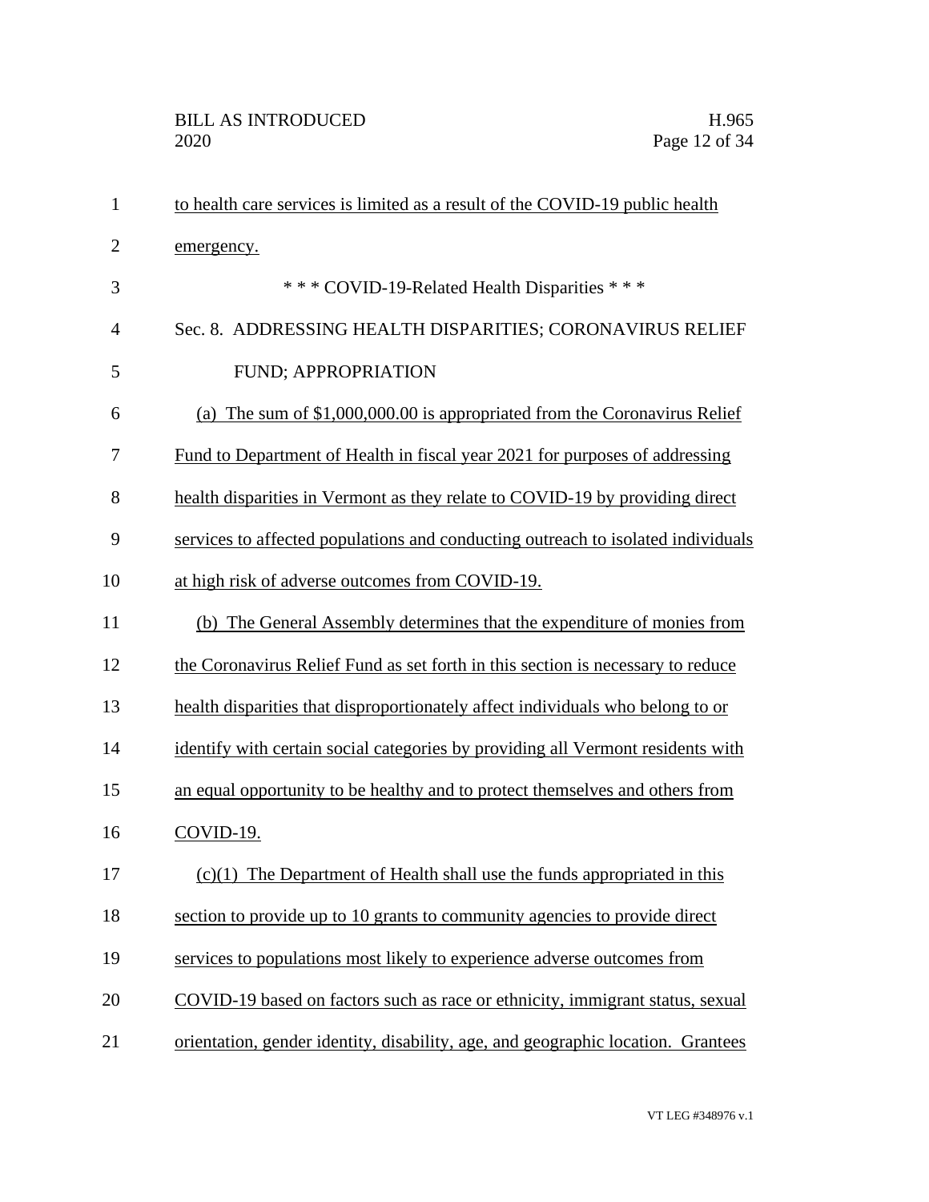to health care services is limited as a result of the COVID-19 public health emergency.

\* \* \* COVID-19-Related Health Disparities \* \* \*

Sec. 8. ADDRESSING HEALTH DISPARITIES; CORONAVIRUS RELIEF FUND; APPROPRIATION

(a) The sum of $1,000,000.00 is appropriated from the Coronavirus Relief Fund to Department of Health in fiscal year 2021 for purposes of addressing health disparities in Vermont as they relate to COVID-19 by providing direct services to affected populations and conducting outreach to isolated individuals at high risk of adverse outcomes from COVID-19.

(b) The General Assembly determines that the expenditure of monies from the Coronavirus Relief Fund as set forth in this section is necessary to reduce health disparities that disproportionately affect individuals who belong to or identify with certain social categories by providing all Vermont residents with an equal opportunity to be healthy and to protect themselves and others from COVID-19.

(c)(1) The Department of Health shall use the funds appropriated in this section to provide up to 10 grants to community agencies to provide direct services to populations most likely to experience adverse outcomes from COVID-19 based on factors such as race or ethnicity, immigrant status, sexual orientation, gender identity, disability, age, and geographic location. Grantees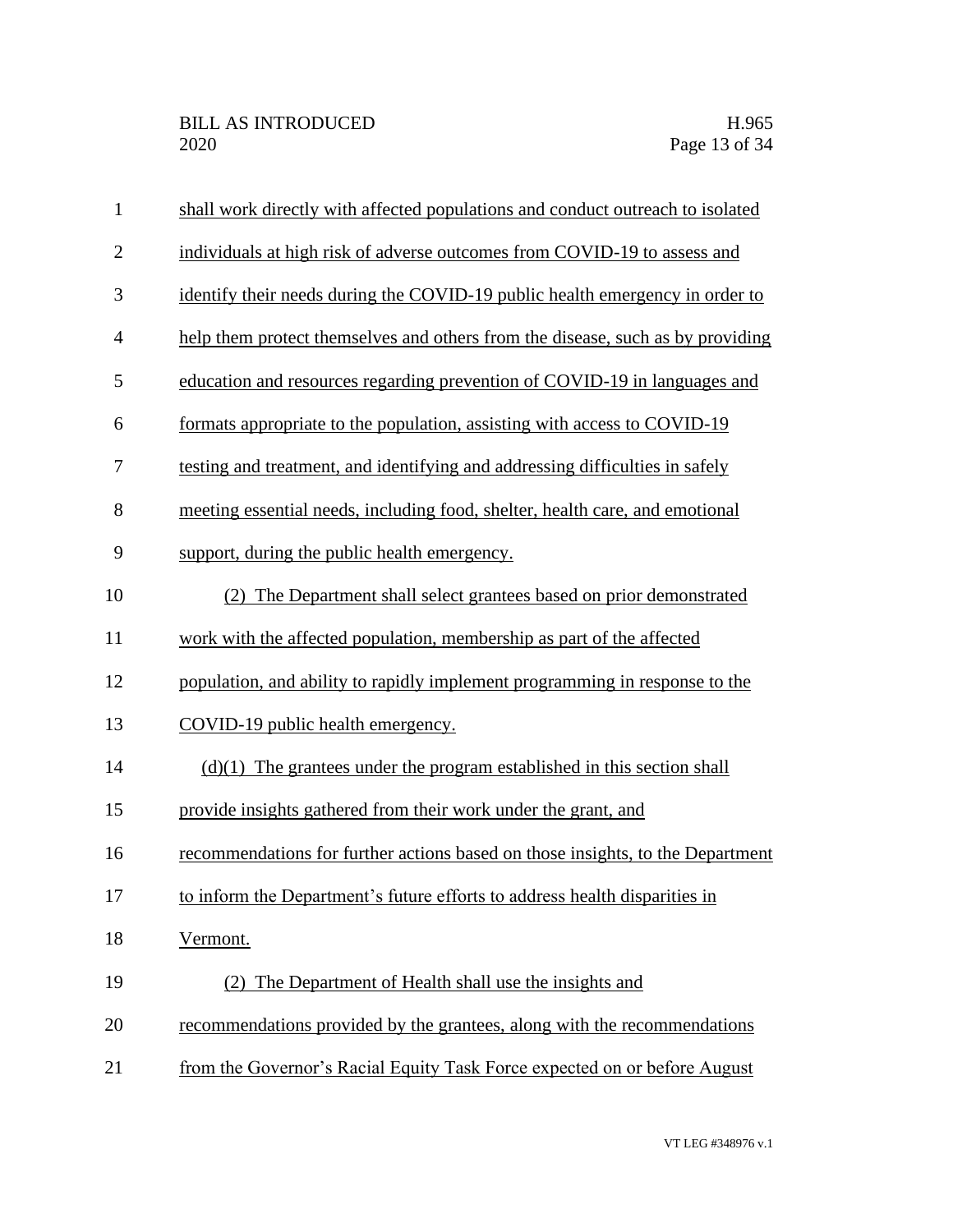shall work directly with affected populations and conduct outreach to isolated individuals at high risk of adverse outcomes from COVID-19 to assess and identify their needs during the COVID-19 public health emergency in order to help them protect themselves and others from the disease, such as by providing education and resources regarding prevention of COVID-19 in languages and formats appropriate to the population, assisting with access to COVID-19 testing and treatment, and identifying and addressing difficulties in safely meeting essential needs, including food, shelter, health care, and emotional support, during the public health emergency.

(2) The Department shall select grantees based on prior demonstrated work with the affected population, membership as part of the affected population, and ability to rapidly implement programming in response to the COVID-19 public health emergency.

(d)(1) The grantees under the program established in this section shall provide insights gathered from their work under the grant, and recommendations for further actions based on those insights, to the Department to inform the Department's future efforts to address health disparities in Vermont.

(2) The Department of Health shall use the insights and recommendations provided by the grantees, along with the recommendations from the Governor's Racial Equity Task Force expected on or before August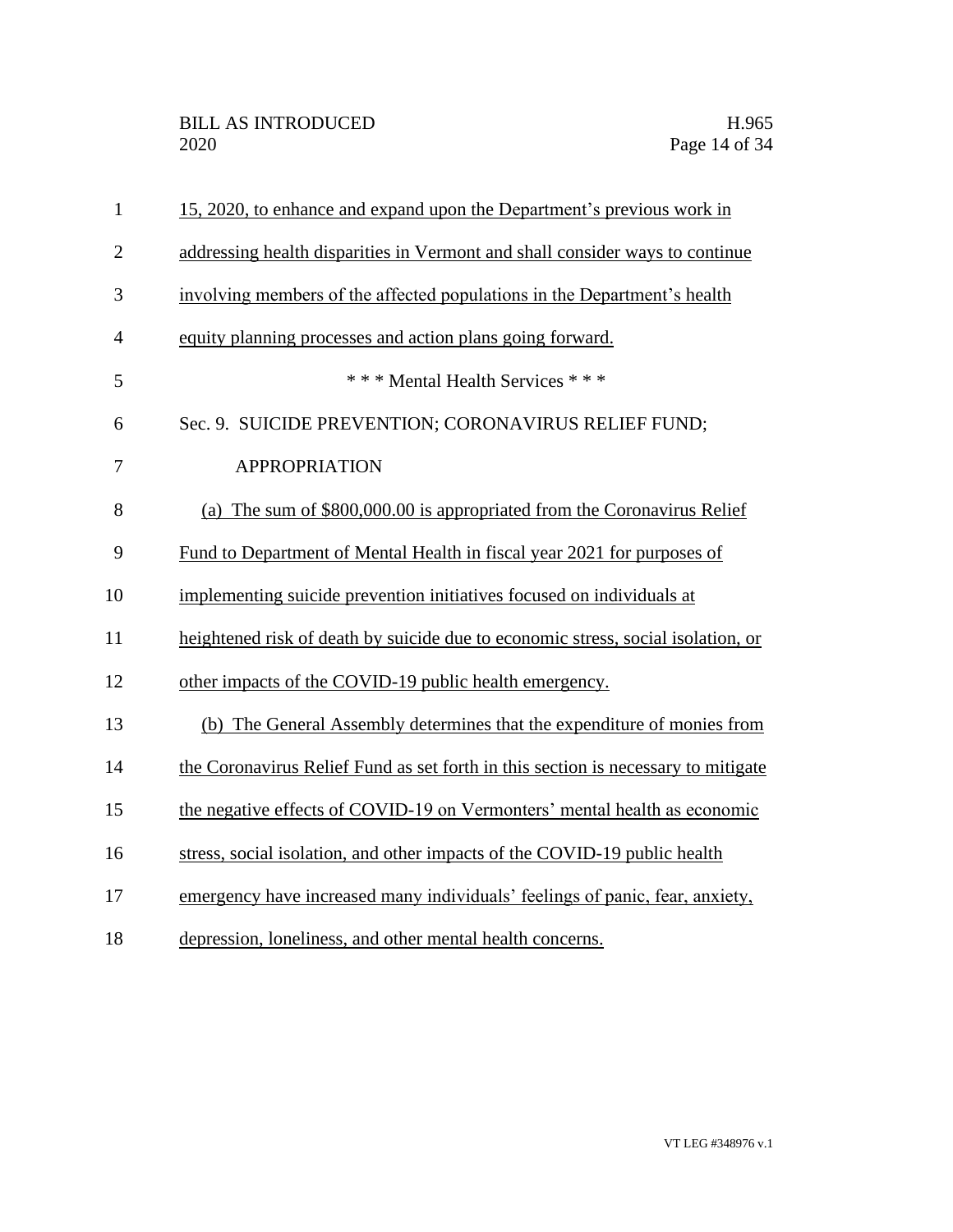15, 2020, to enhance and expand upon the Department's previous work in addressing health disparities in Vermont and shall consider ways to continue involving members of the affected populations in the Department's health equity planning processes and action plans going forward.

\* \* \* Mental Health Services \* \* \*

Sec. 9. SUICIDE PREVENTION; CORONAVIRUS RELIEF FUND; APPROPRIATION

(a) The sum of $800,000.00 is appropriated from the Coronavirus Relief Fund to Department of Mental Health in fiscal year 2021 for purposes of implementing suicide prevention initiatives focused on individuals at heightened risk of death by suicide due to economic stress, social isolation, or other impacts of the COVID-19 public health emergency.

(b) The General Assembly determines that the expenditure of monies from the Coronavirus Relief Fund as set forth in this section is necessary to mitigate the negative effects of COVID-19 on Vermonters' mental health as economic stress, social isolation, and other impacts of the COVID-19 public health emergency have increased many individuals' feelings of panic, fear, anxiety, depression, loneliness, and other mental health concerns.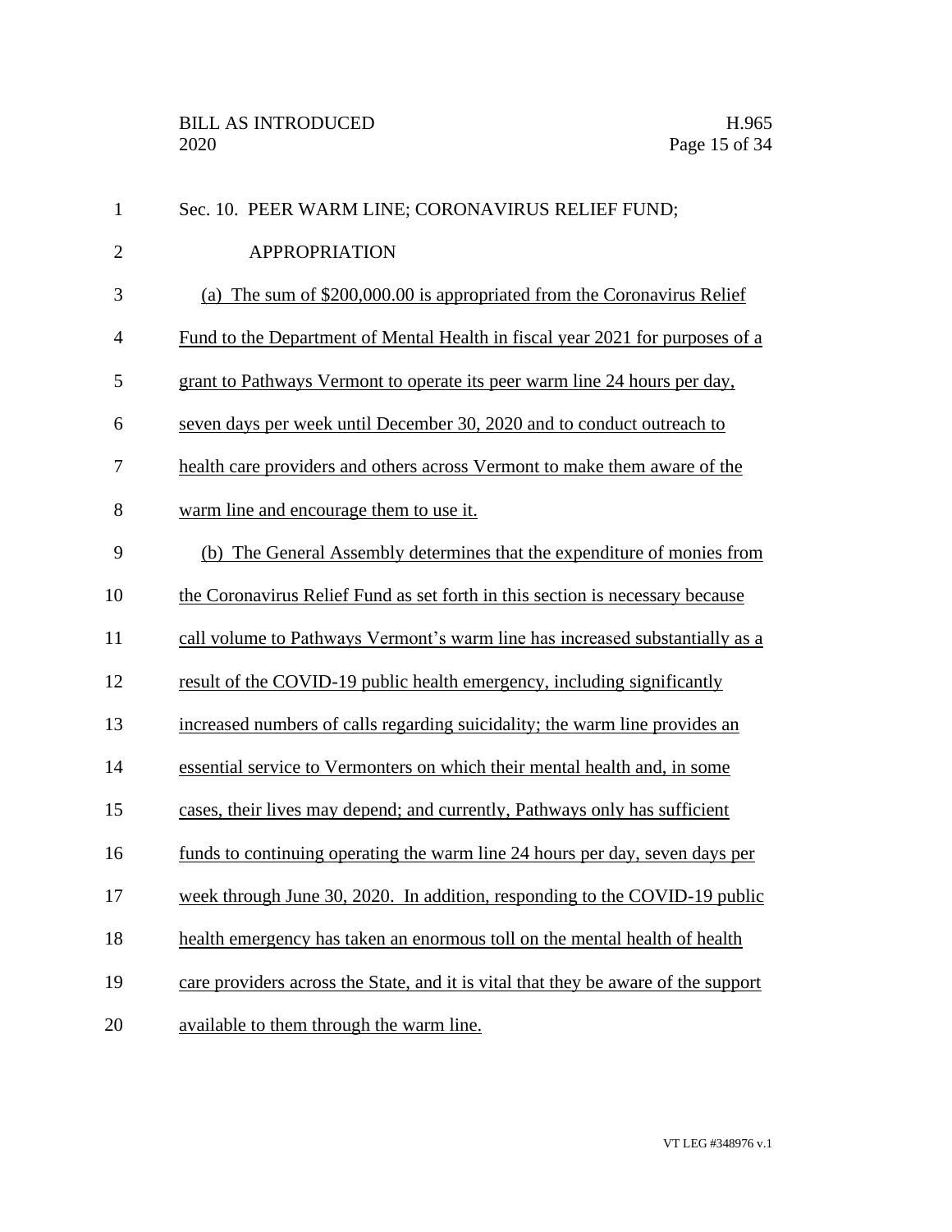Sec. 10. PEER WARM LINE; CORONAVIRUS RELIEF FUND; APPROPRIATION

(a) The sum of \$200,000.00 is appropriated from the Coronavirus Relief Fund to the Department of Mental Health in fiscal year 2021 for purposes of a grant to Pathways Vermont to operate its peer warm line 24 hours per day, seven days per week until December 30, 2020 and to conduct outreach to health care providers and others across Vermont to make them aware of the warm line and encourage them to use it.

(b) The General Assembly determines that the expenditure of monies from the Coronavirus Relief Fund as set forth in this section is necessary because call volume to Pathways Vermont's warm line has increased substantially as a result of the COVID-19 public health emergency, including significantly increased numbers of calls regarding suicidality; the warm line provides an essential service to Vermonters on which their mental health and, in some cases, their lives may depend; and currently, Pathways only has sufficient funds to continuing operating the warm line 24 hours per day, seven days per week through June 30, 2020. In addition, responding to the COVID-19 public health emergency has taken an enormous toll on the mental health of health care providers across the State, and it is vital that they be aware of the support available to them through the warm line.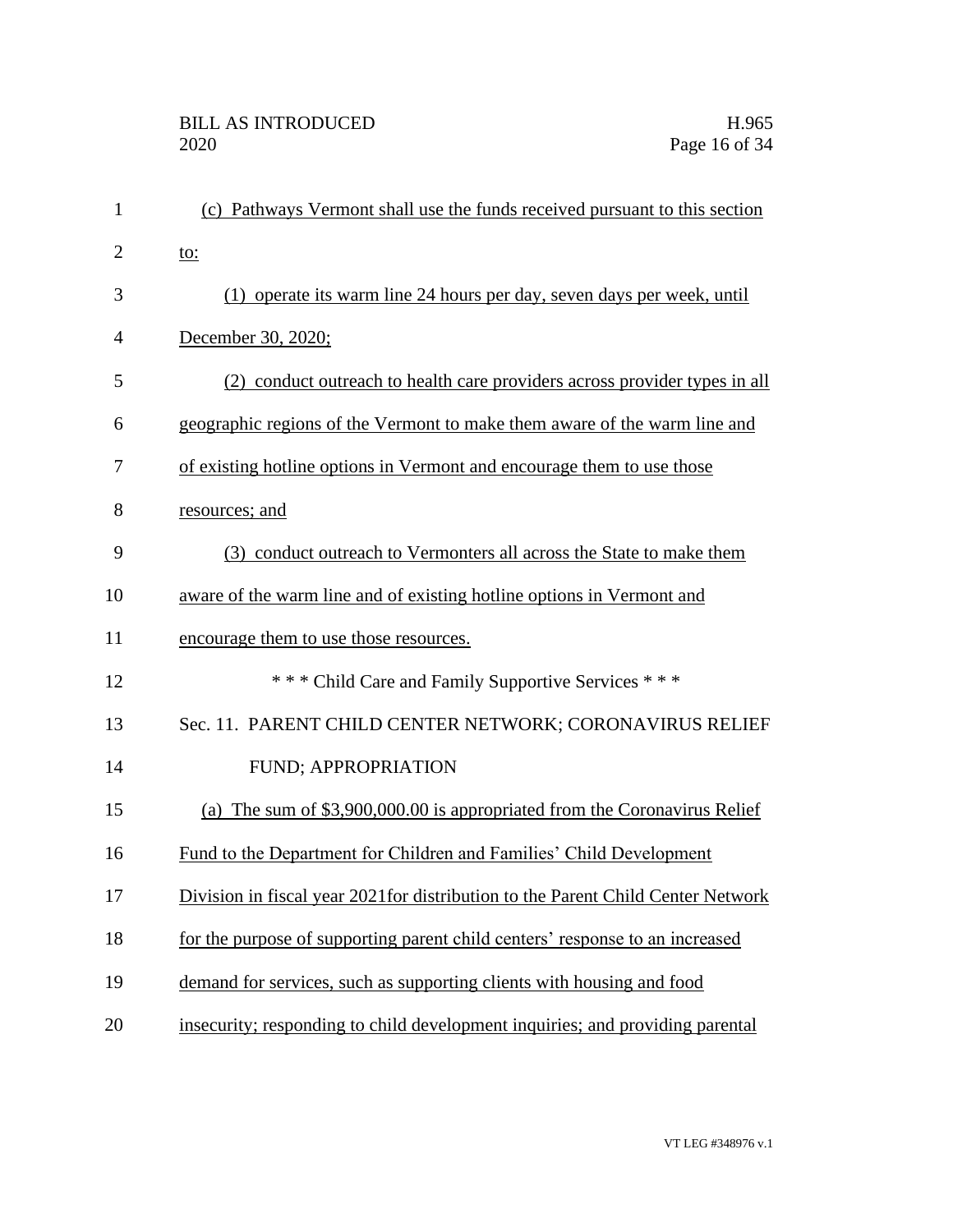(c) Pathways Vermont shall use the funds received pursuant to this section to:

(1) operate its warm line 24 hours per day, seven days per week, until December 30, 2020;

(2) conduct outreach to health care providers across provider types in all geographic regions of the Vermont to make them aware of the warm line and of existing hotline options in Vermont and encourage them to use those resources; and

(3) conduct outreach to Vermonters all across the State to make them aware of the warm line and of existing hotline options in Vermont and encourage them to use those resources.

\* \* \* Child Care and Family Supportive Services \* \* \*

Sec. 11. PARENT CHILD CENTER NETWORK; CORONAVIRUS RELIEF FUND; APPROPRIATION

(a) The sum of $3,900,000.00 is appropriated from the Coronavirus Relief Fund to the Department for Children and Families' Child Development Division in fiscal year 2021for distribution to the Parent Child Center Network for the purpose of supporting parent child centers' response to an increased demand for services, such as supporting clients with housing and food insecurity; responding to child development inquiries; and providing parental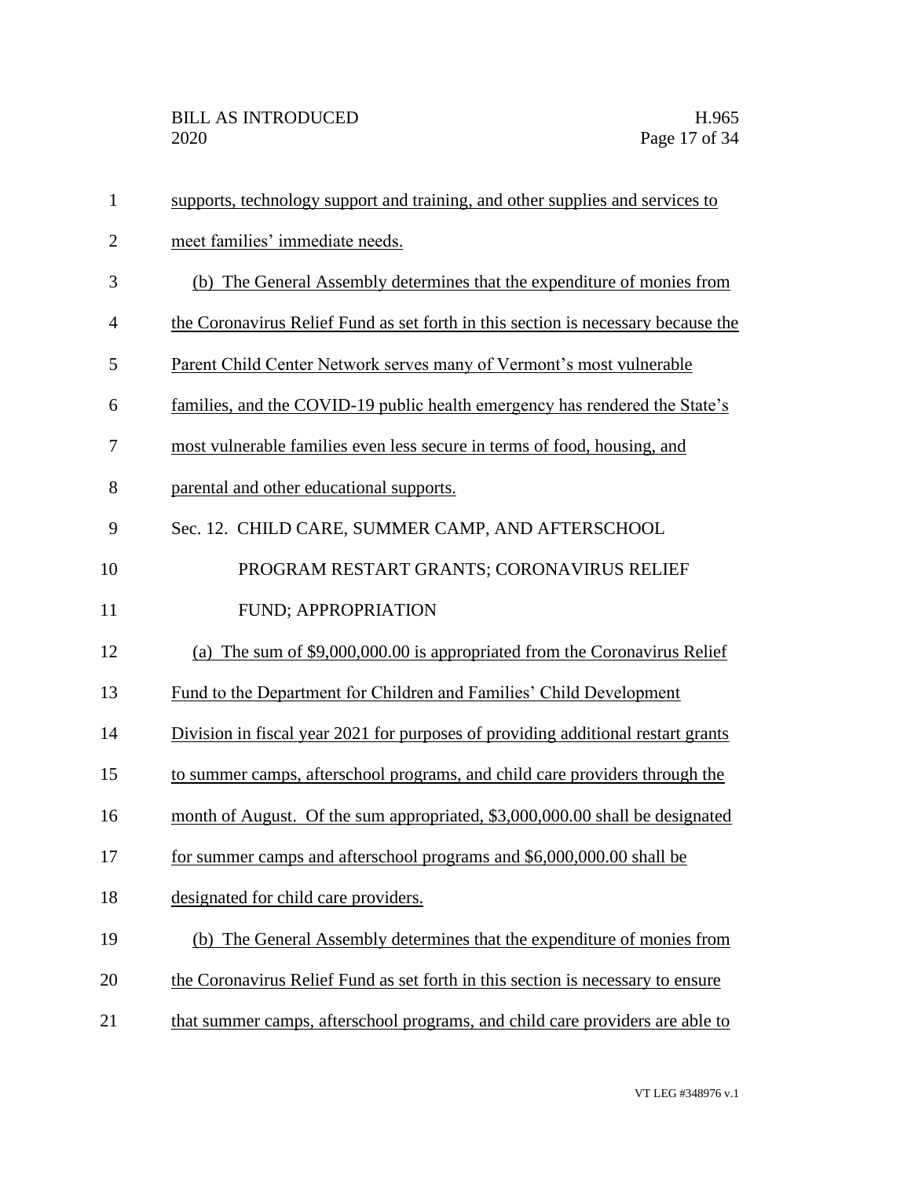supports, technology support and training, and other supplies and services to meet families' immediate needs.

(b) The General Assembly determines that the expenditure of monies from the Coronavirus Relief Fund as set forth in this section is necessary because the Parent Child Center Network serves many of Vermont's most vulnerable families, and the COVID-19 public health emergency has rendered the State's most vulnerable families even less secure in terms of food, housing, and parental and other educational supports.

Sec. 12. CHILD CARE, SUMMER CAMP, AND AFTERSCHOOL PROGRAM RESTART GRANTS; CORONAVIRUS RELIEF FUND; APPROPRIATION

(a) The sum of $9,000,000.00 is appropriated from the Coronavirus Relief Fund to the Department for Children and Families' Child Development Division in fiscal year 2021 for purposes of providing additional restart grants to summer camps, afterschool programs, and child care providers through the month of August. Of the sum appropriated, $3,000,000.00 shall be designated for summer camps and afterschool programs and $6,000,000.00 shall be designated for child care providers.

(b) The General Assembly determines that the expenditure of monies from the Coronavirus Relief Fund as set forth in this section is necessary to ensure that summer camps, afterschool programs, and child care providers are able to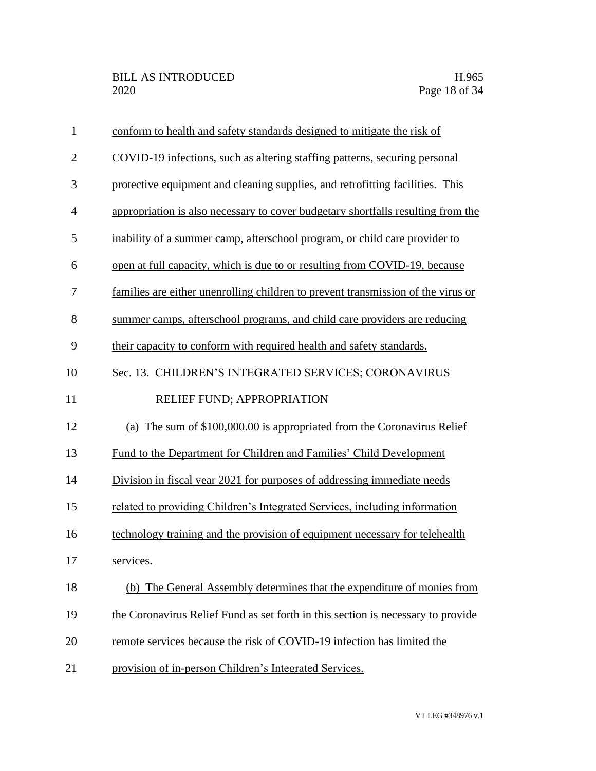conform to health and safety standards designed to mitigate the risk of COVID-19 infections, such as altering staffing patterns, securing personal protective equipment and cleaning supplies, and retrofitting facilities. This appropriation is also necessary to cover budgetary shortfalls resulting from the inability of a summer camp, afterschool program, or child care provider to open at full capacity, which is due to or resulting from COVID-19, because families are either unenrolling children to prevent transmission of the virus or summer camps, afterschool programs, and child care providers are reducing their capacity to conform with required health and safety standards.

Sec. 13. CHILDREN'S INTEGRATED SERVICES; CORONAVIRUS RELIEF FUND; APPROPRIATION

(a) The sum of $100,000.00 is appropriated from the Coronavirus Relief Fund to the Department for Children and Families' Child Development Division in fiscal year 2021 for purposes of addressing immediate needs related to providing Children's Integrated Services, including information technology training and the provision of equipment necessary for telehealth services.

(b) The General Assembly determines that the expenditure of monies from the Coronavirus Relief Fund as set forth in this section is necessary to provide remote services because the risk of COVID-19 infection has limited the provision of in-person Children's Integrated Services.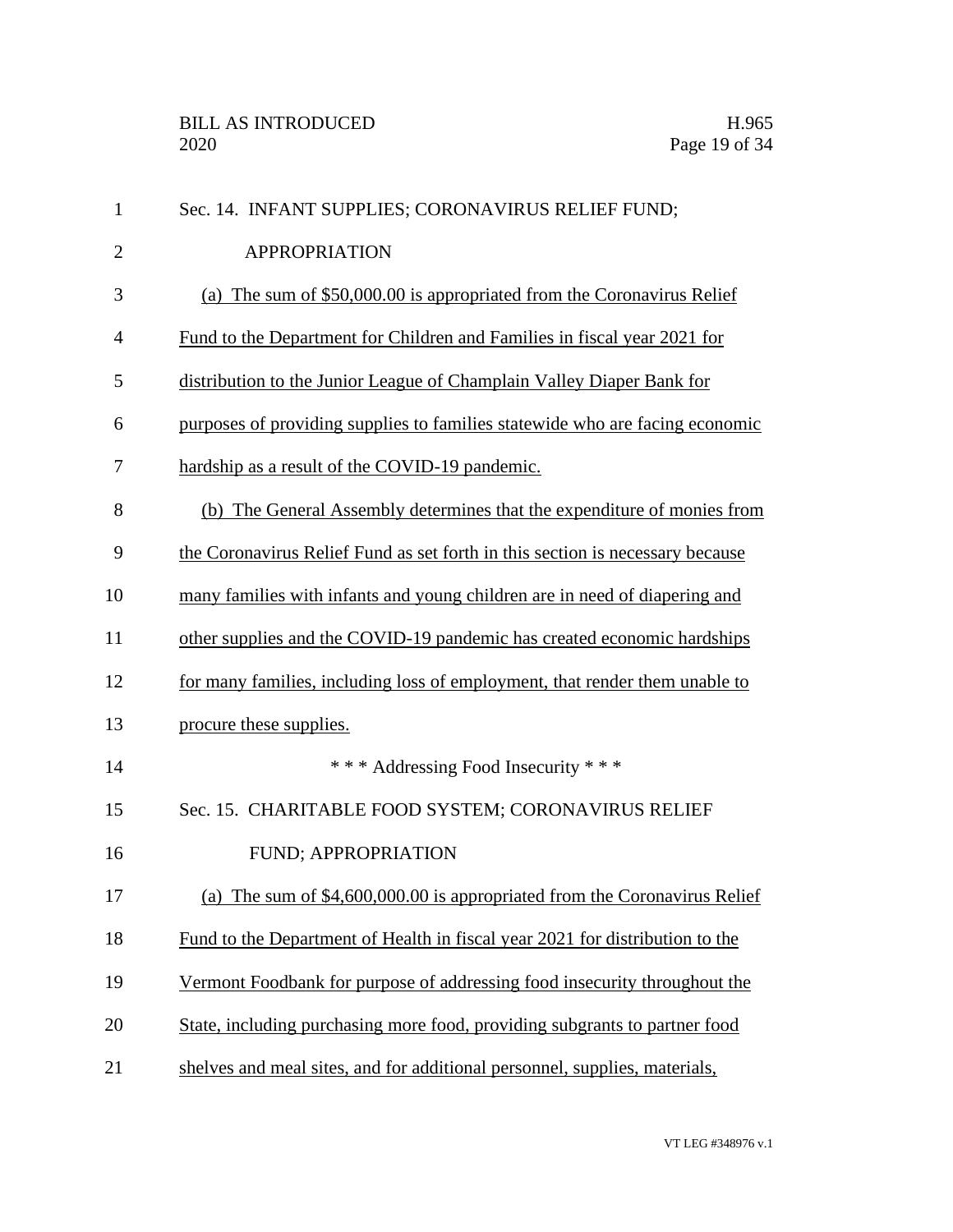Sec. 14. INFANT SUPPLIES; CORONAVIRUS RELIEF FUND; APPROPRIATION

(a) The sum of $50,000.00 is appropriated from the Coronavirus Relief Fund to the Department for Children and Families in fiscal year 2021 for distribution to the Junior League of Champlain Valley Diaper Bank for purposes of providing supplies to families statewide who are facing economic hardship as a result of the COVID-19 pandemic.

(b) The General Assembly determines that the expenditure of monies from the Coronavirus Relief Fund as set forth in this section is necessary because many families with infants and young children are in need of diapering and other supplies and the COVID-19 pandemic has created economic hardships for many families, including loss of employment, that render them unable to procure these supplies.

\* \* \* Addressing Food Insecurity \* \* \*

Sec. 15. CHARITABLE FOOD SYSTEM; CORONAVIRUS RELIEF FUND; APPROPRIATION

(a) The sum of $4,600,000.00 is appropriated from the Coronavirus Relief Fund to the Department of Health in fiscal year 2021 for distribution to the Vermont Foodbank for purpose of addressing food insecurity throughout the State, including purchasing more food, providing subgrants to partner food shelves and meal sites, and for additional personnel, supplies, materials,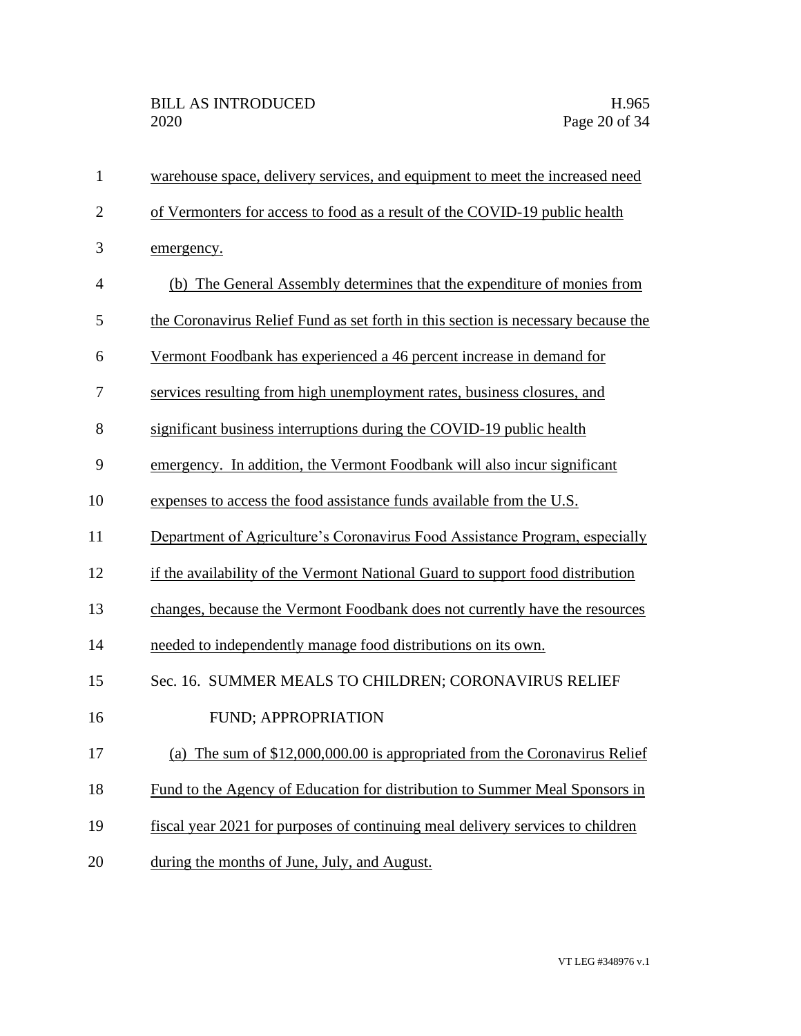warehouse space, delivery services, and equipment to meet the increased need of Vermonters for access to food as a result of the COVID-19 public health emergency.

(b) The General Assembly determines that the expenditure of monies from the Coronavirus Relief Fund as set forth in this section is necessary because the Vermont Foodbank has experienced a 46 percent increase in demand for services resulting from high unemployment rates, business closures, and significant business interruptions during the COVID-19 public health emergency. In addition, the Vermont Foodbank will also incur significant expenses to access the food assistance funds available from the U.S. Department of Agriculture's Coronavirus Food Assistance Program, especially if the availability of the Vermont National Guard to support food distribution changes, because the Vermont Foodbank does not currently have the resources needed to independently manage food distributions on its own.

Sec. 16. SUMMER MEALS TO CHILDREN; CORONAVIRUS RELIEF FUND; APPROPRIATION

(a) The sum of $12,000,000.00 is appropriated from the Coronavirus Relief Fund to the Agency of Education for distribution to Summer Meal Sponsors in fiscal year 2021 for purposes of continuing meal delivery services to children during the months of June, July, and August.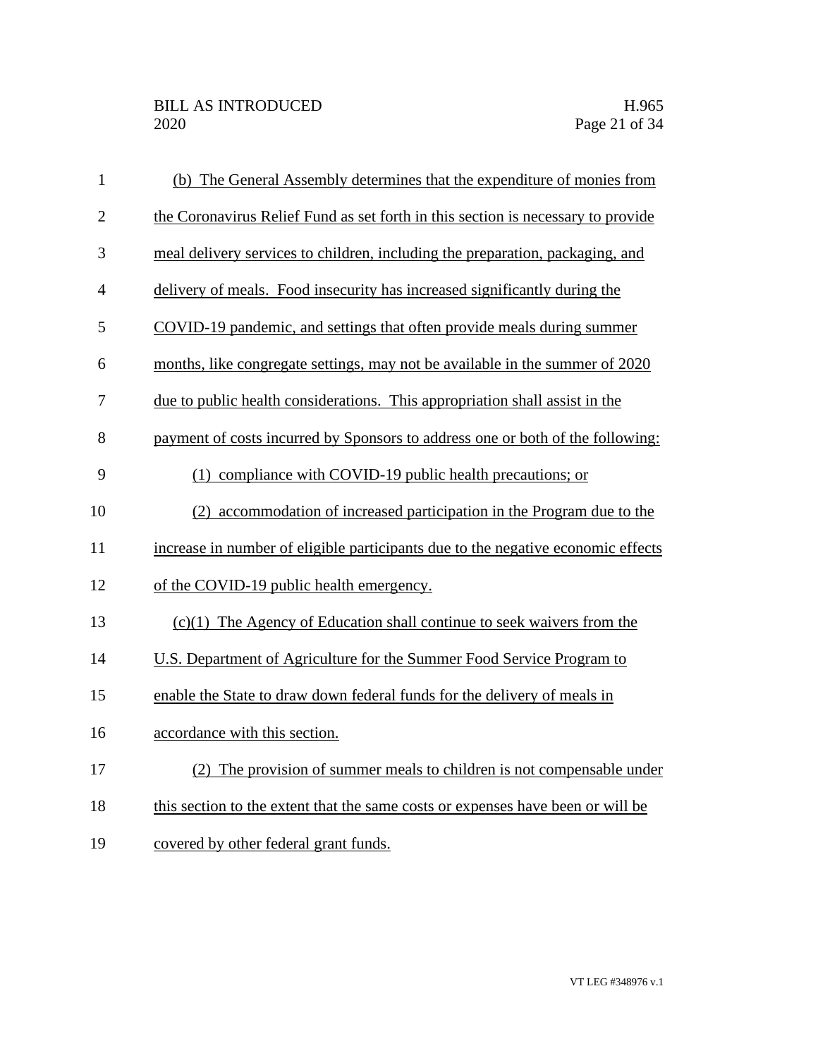(b) The General Assembly determines that the expenditure of monies from the Coronavirus Relief Fund as set forth in this section is necessary to provide meal delivery services to children, including the preparation, packaging, and delivery of meals. Food insecurity has increased significantly during the COVID-19 pandemic, and settings that often provide meals during summer months, like congregate settings, may not be available in the summer of 2020 due to public health considerations. This appropriation shall assist in the payment of costs incurred by Sponsors to address one or both of the following:

(1) compliance with COVID-19 public health precautions; or

(2) accommodation of increased participation in the Program due to the increase in number of eligible participants due to the negative economic effects of the COVID-19 public health emergency.

(c)(1) The Agency of Education shall continue to seek waivers from the U.S. Department of Agriculture for the Summer Food Service Program to enable the State to draw down federal funds for the delivery of meals in accordance with this section.

(2) The provision of summer meals to children is not compensable under this section to the extent that the same costs or expenses have been or will be covered by other federal grant funds.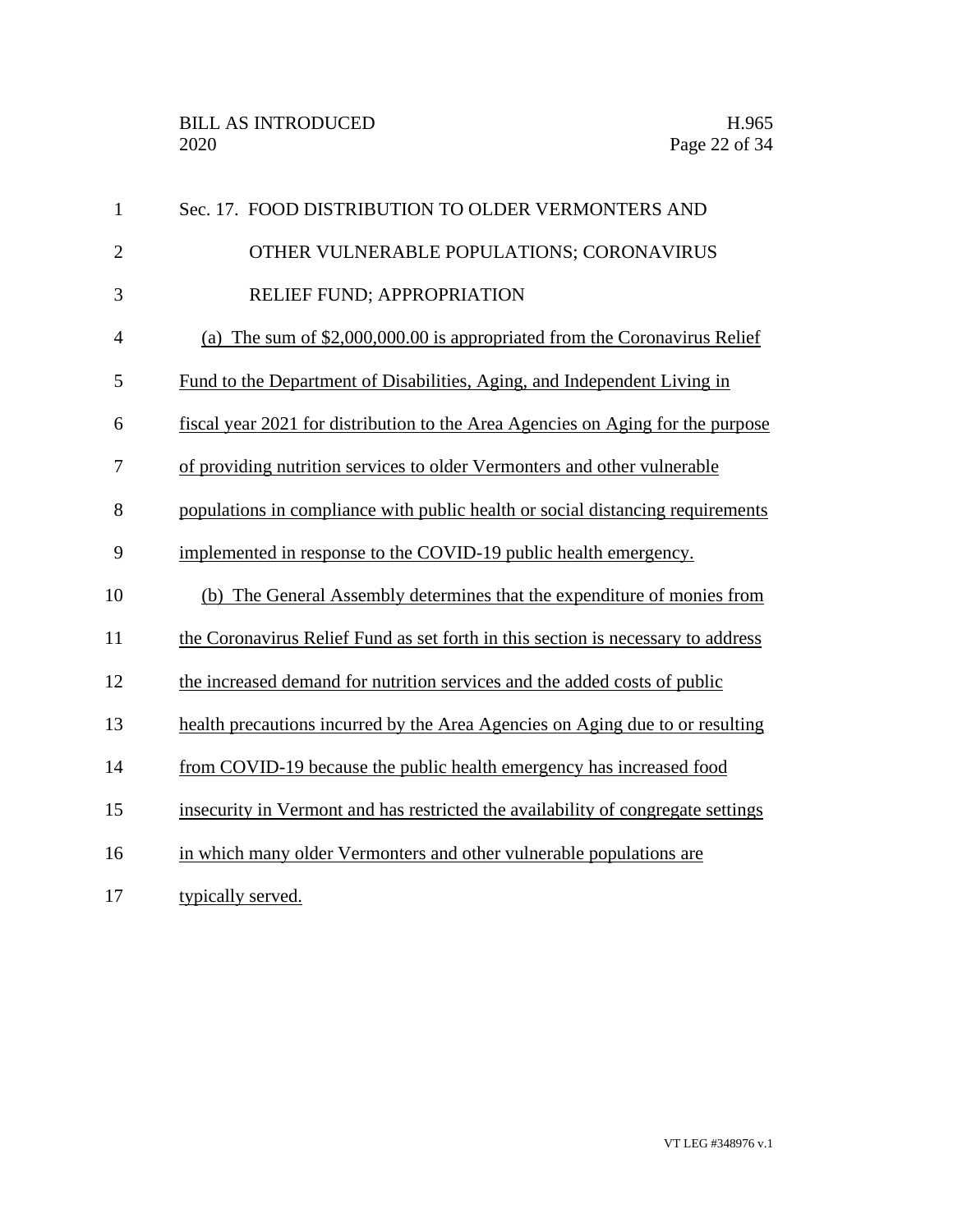Sec. 17. FOOD DISTRIBUTION TO OLDER VERMONTERS AND OTHER VULNERABLE POPULATIONS; CORONAVIRUS RELIEF FUND; APPROPRIATION

(a) The sum of $2,000,000.00 is appropriated from the Coronavirus Relief Fund to the Department of Disabilities, Aging, and Independent Living in fiscal year 2021 for distribution to the Area Agencies on Aging for the purpose of providing nutrition services to older Vermonters and other vulnerable populations in compliance with public health or social distancing requirements implemented in response to the COVID-19 public health emergency.

(b) The General Assembly determines that the expenditure of monies from the Coronavirus Relief Fund as set forth in this section is necessary to address the increased demand for nutrition services and the added costs of public health precautions incurred by the Area Agencies on Aging due to or resulting from COVID-19 because the public health emergency has increased food insecurity in Vermont and has restricted the availability of congregate settings in which many older Vermonters and other vulnerable populations are typically served.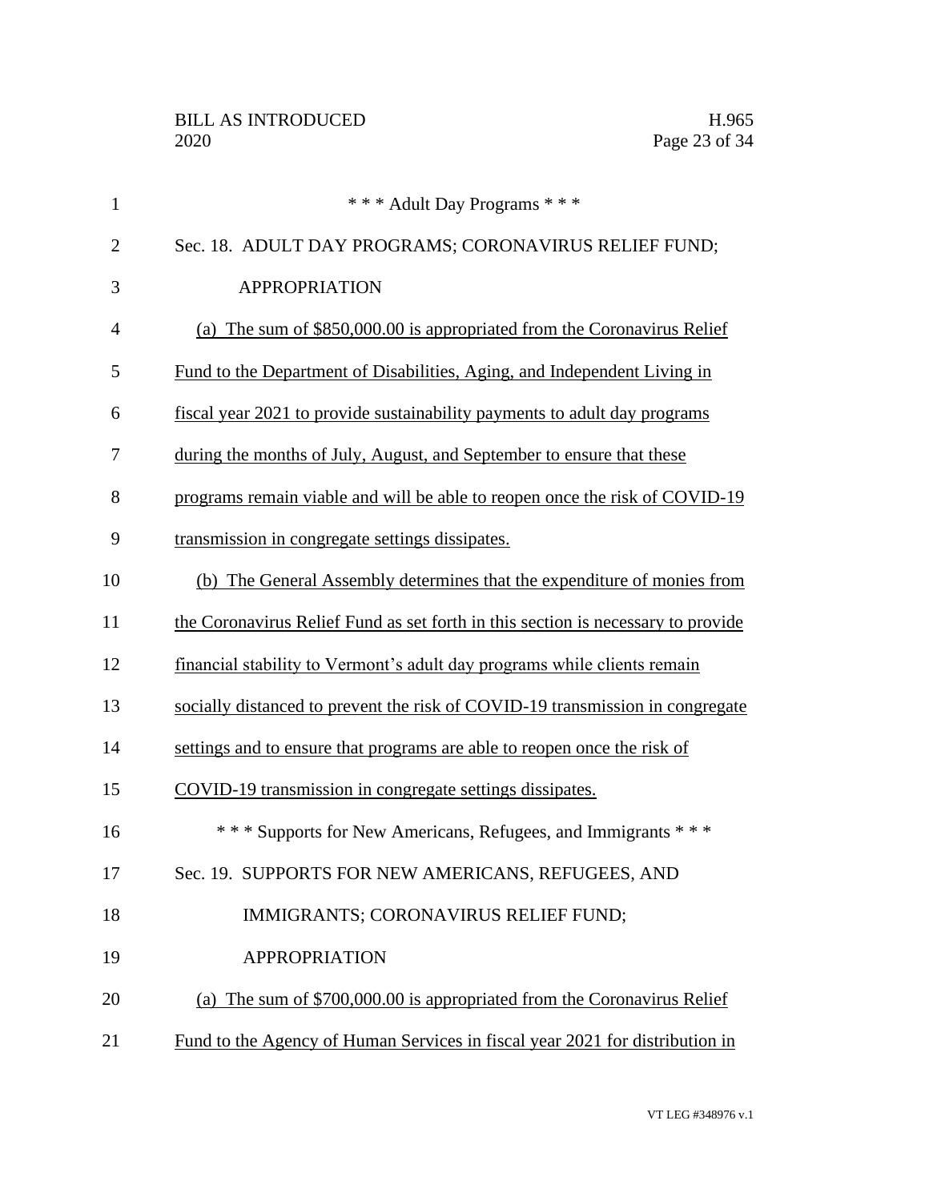\* \* \* Adult Day Programs \* \* \*

Sec. 18. ADULT DAY PROGRAMS; CORONAVIRUS RELIEF FUND; APPROPRIATION

(a) The sum of $850,000.00 is appropriated from the Coronavirus Relief Fund to the Department of Disabilities, Aging, and Independent Living in fiscal year 2021 to provide sustainability payments to adult day programs during the months of July, August, and September to ensure that these programs remain viable and will be able to reopen once the risk of COVID-19 transmission in congregate settings dissipates.

(b) The General Assembly determines that the expenditure of monies from the Coronavirus Relief Fund as set forth in this section is necessary to provide financial stability to Vermont's adult day programs while clients remain socially distanced to prevent the risk of COVID-19 transmission in congregate settings and to ensure that programs are able to reopen once the risk of COVID-19 transmission in congregate settings dissipates.

\* \* \* Supports for New Americans, Refugees, and Immigrants \* \* \*

Sec. 19. SUPPORTS FOR NEW AMERICANS, REFUGEES, AND IMMIGRANTS; CORONAVIRUS RELIEF FUND; APPROPRIATION

(a) The sum of $700,000.00 is appropriated from the Coronavirus Relief Fund to the Agency of Human Services in fiscal year 2021 for distribution in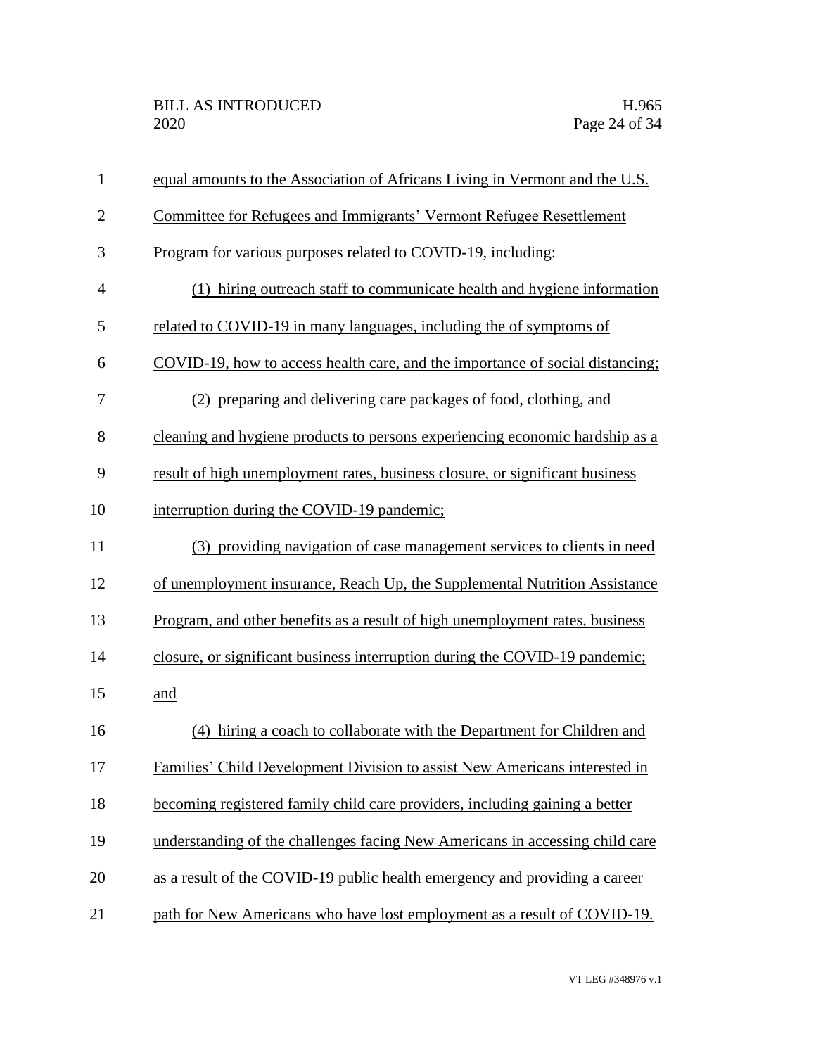equal amounts to the Association of Africans Living in Vermont and the U.S. Committee for Refugees and Immigrants' Vermont Refugee Resettlement Program for various purposes related to COVID-19, including:

(1) hiring outreach staff to communicate health and hygiene information related to COVID-19 in many languages, including the of symptoms of COVID-19, how to access health care, and the importance of social distancing;

(2) preparing and delivering care packages of food, clothing, and cleaning and hygiene products to persons experiencing economic hardship as a result of high unemployment rates, business closure, or significant business interruption during the COVID-19 pandemic;

(3) providing navigation of case management services to clients in need of unemployment insurance, Reach Up, the Supplemental Nutrition Assistance Program, and other benefits as a result of high unemployment rates, business closure, or significant business interruption during the COVID-19 pandemic; and

(4) hiring a coach to collaborate with the Department for Children and Families' Child Development Division to assist New Americans interested in becoming registered family child care providers, including gaining a better understanding of the challenges facing New Americans in accessing child care as a result of the COVID-19 public health emergency and providing a career path for New Americans who have lost employment as a result of COVID-19.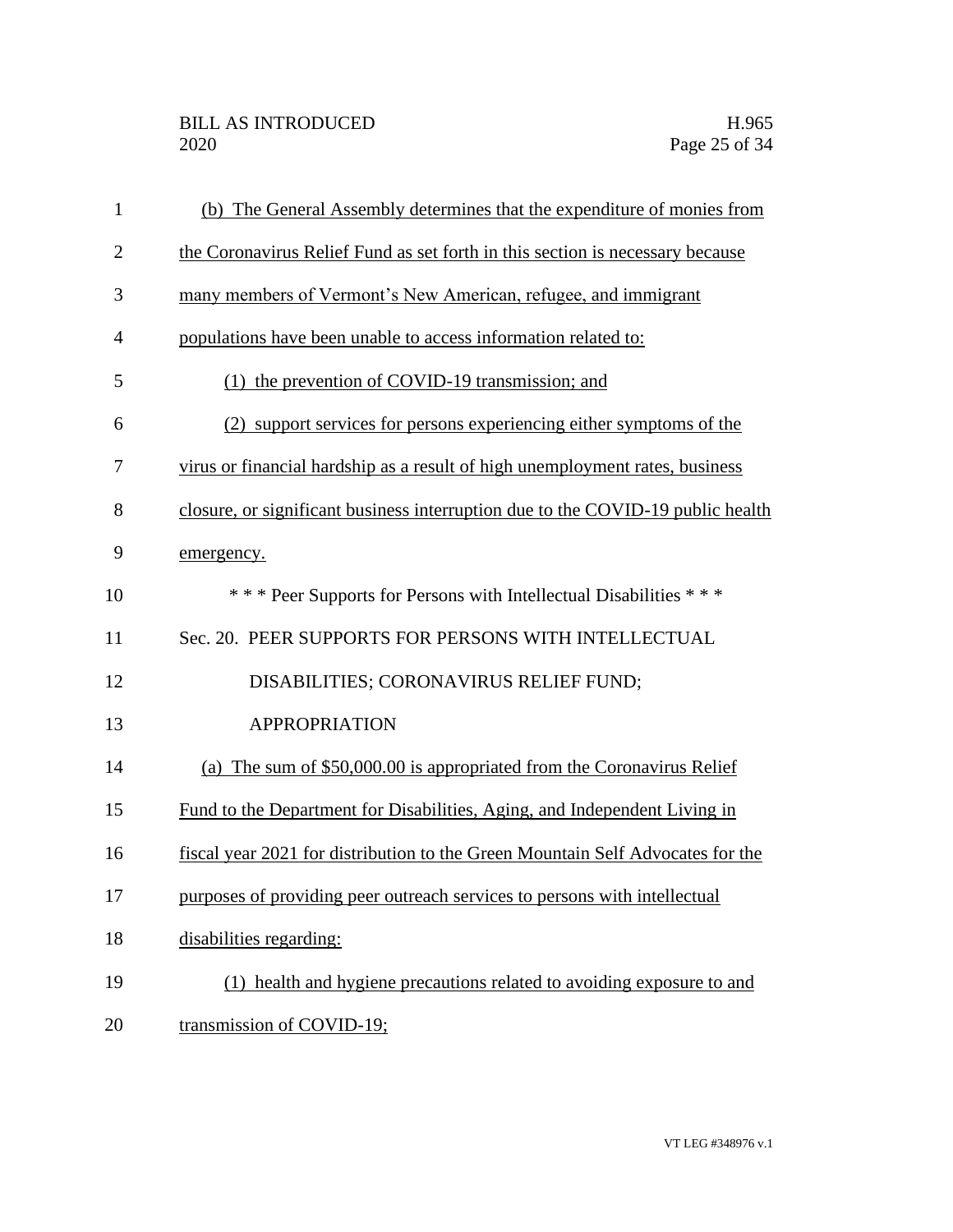(b) The General Assembly determines that the expenditure of monies from the Coronavirus Relief Fund as set forth in this section is necessary because many members of Vermont's New American, refugee, and immigrant populations have been unable to access information related to:

(1) the prevention of COVID-19 transmission; and

(2) support services for persons experiencing either symptoms of the virus or financial hardship as a result of high unemployment rates, business closure, or significant business interruption due to the COVID-19 public health emergency.

\* \* \* Peer Supports for Persons with Intellectual Disabilities \* \* \*

Sec. 20. PEER SUPPORTS FOR PERSONS WITH INTELLECTUAL DISABILITIES; CORONAVIRUS RELIEF FUND; APPROPRIATION

(a) The sum of $50,000.00 is appropriated from the Coronavirus Relief Fund to the Department for Disabilities, Aging, and Independent Living in fiscal year 2021 for distribution to the Green Mountain Self Advocates for the purposes of providing peer outreach services to persons with intellectual disabilities regarding:

(1) health and hygiene precautions related to avoiding exposure to and transmission of COVID-19;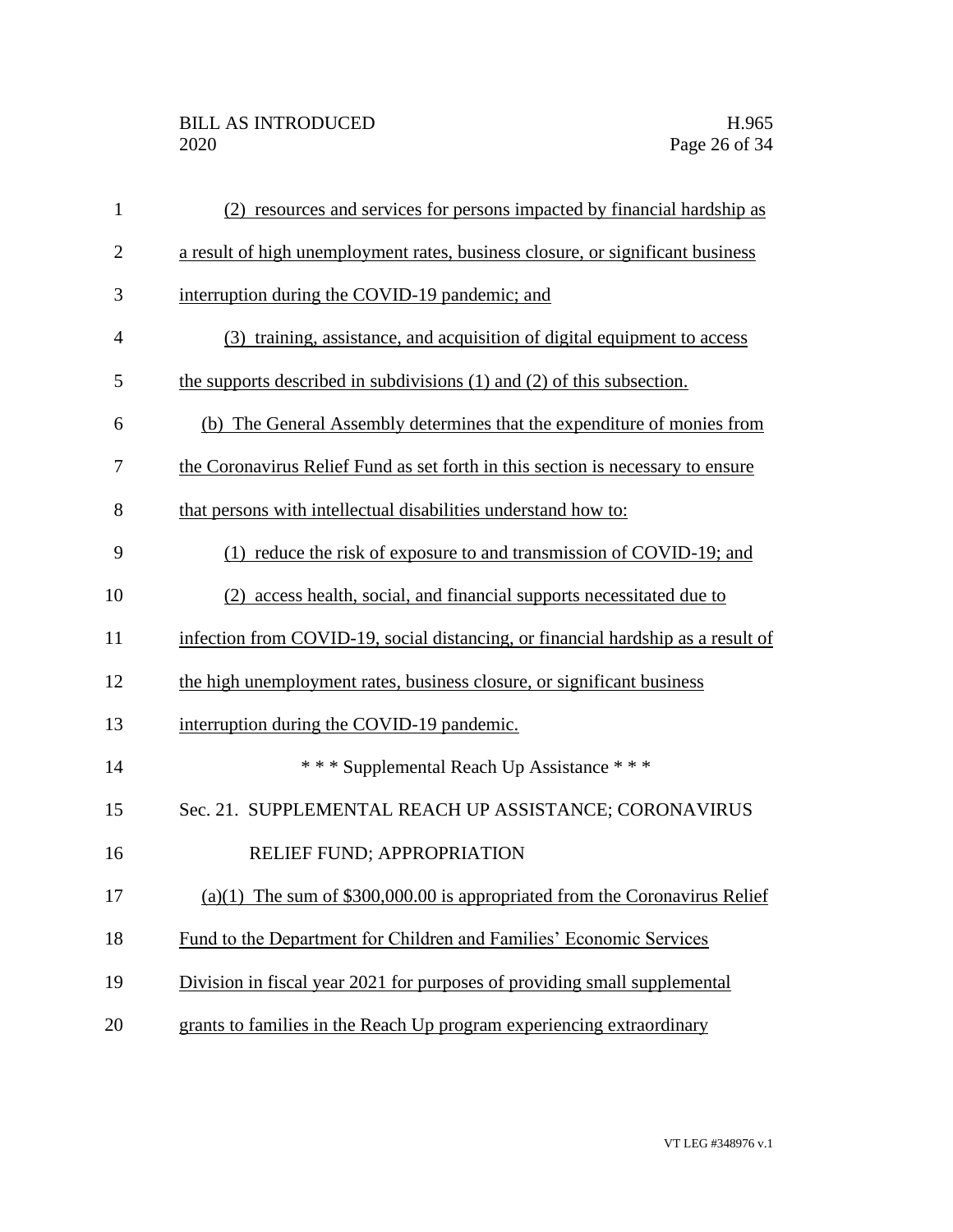(2) resources and services for persons impacted by financial hardship as a result of high unemployment rates, business closure, or significant business interruption during the COVID-19 pandemic; and

(3) training, assistance, and acquisition of digital equipment to access the supports described in subdivisions (1) and (2) of this subsection.

(b) The General Assembly determines that the expenditure of monies from the Coronavirus Relief Fund as set forth in this section is necessary to ensure that persons with intellectual disabilities understand how to:

(1) reduce the risk of exposure to and transmission of COVID-19; and

(2) access health, social, and financial supports necessitated due to infection from COVID-19, social distancing, or financial hardship as a result of the high unemployment rates, business closure, or significant business interruption during the COVID-19 pandemic.

\* \* \* Supplemental Reach Up Assistance \* \* \*

Sec. 21. SUPPLEMENTAL REACH UP ASSISTANCE; CORONAVIRUS RELIEF FUND; APPROPRIATION

(a)(1) The sum of $300,000.00 is appropriated from the Coronavirus Relief Fund to the Department for Children and Families' Economic Services Division in fiscal year 2021 for purposes of providing small supplemental grants to families in the Reach Up program experiencing extraordinary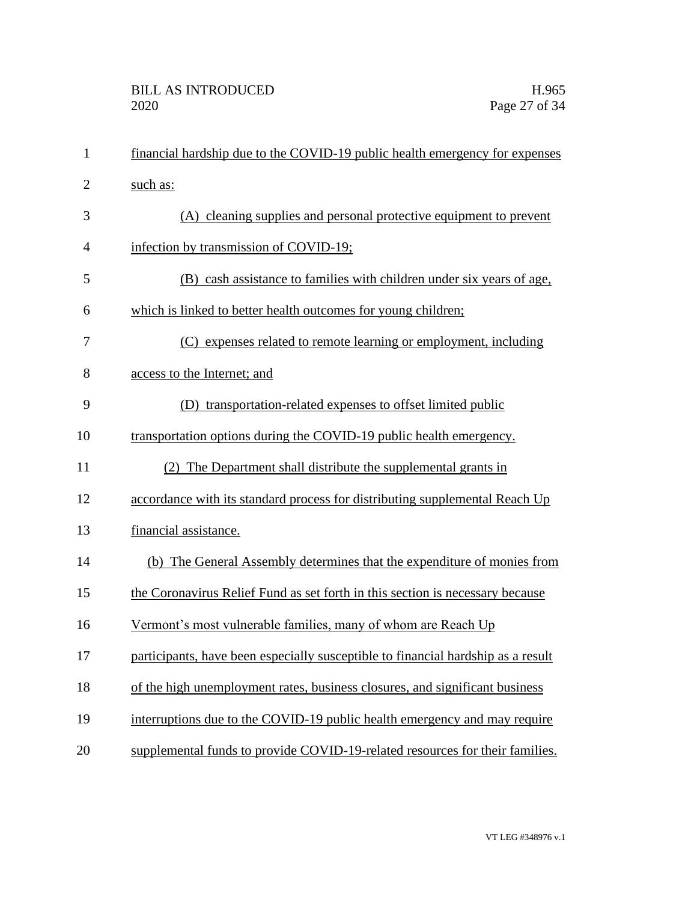financial hardship due to the COVID-19 public health emergency for expenses such as:

(A) cleaning supplies and personal protective equipment to prevent infection by transmission of COVID-19;

(B) cash assistance to families with children under six years of age, which is linked to better health outcomes for young children;

(C) expenses related to remote learning or employment, including access to the Internet; and

(D) transportation-related expenses to offset limited public transportation options during the COVID-19 public health emergency.

(2) The Department shall distribute the supplemental grants in accordance with its standard process for distributing supplemental Reach Up financial assistance.

(b) The General Assembly determines that the expenditure of monies from the Coronavirus Relief Fund as set forth in this section is necessary because Vermont's most vulnerable families, many of whom are Reach Up participants, have been especially susceptible to financial hardship as a result of the high unemployment rates, business closures, and significant business interruptions due to the COVID-19 public health emergency and may require supplemental funds to provide COVID-19-related resources for their families.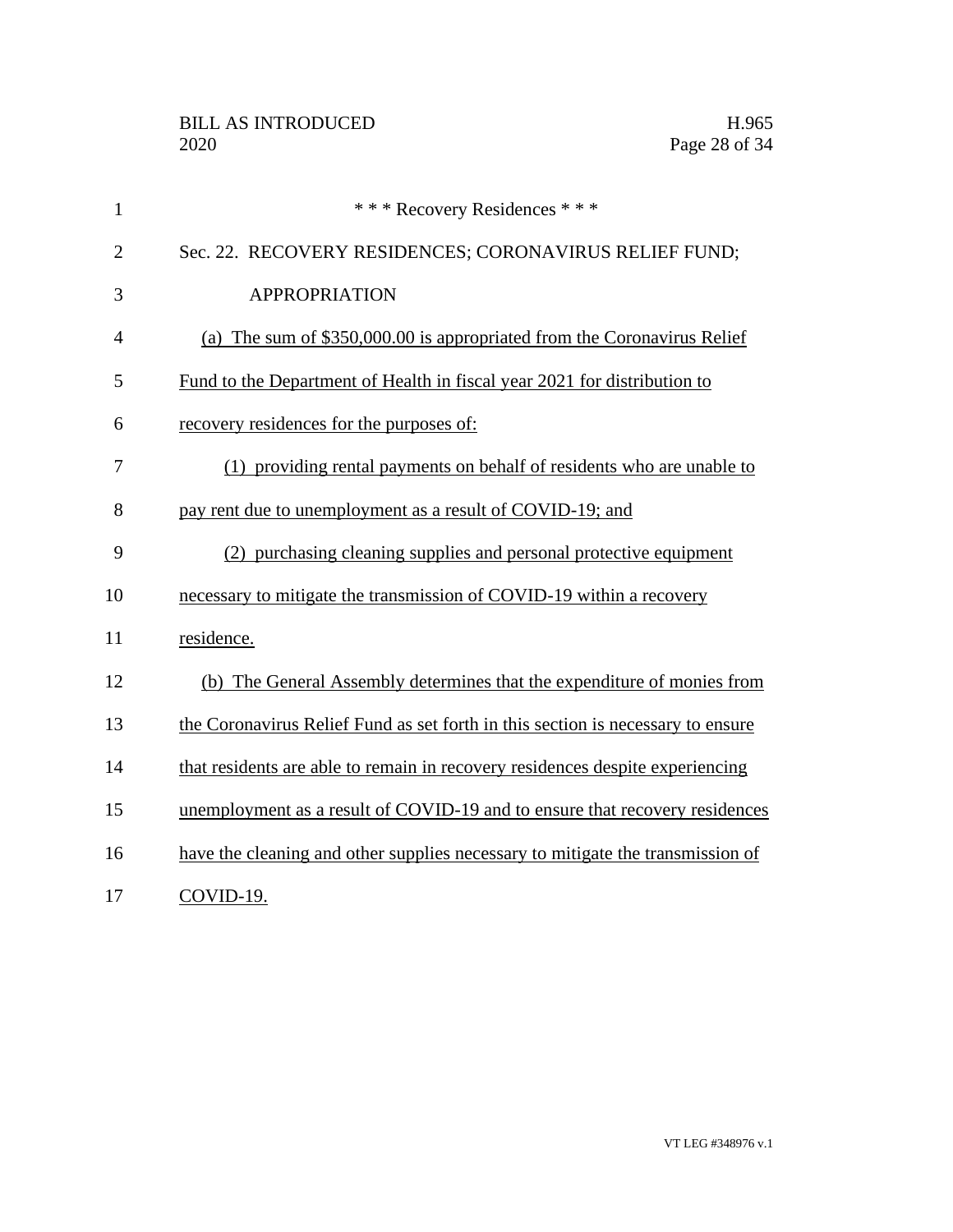\* \* \* Recovery Residences \* \* \*

Sec. 22. RECOVERY RESIDENCES; CORONAVIRUS RELIEF FUND; APPROPRIATION

(a) The sum of $350,000.00 is appropriated from the Coronavirus Relief Fund to the Department of Health in fiscal year 2021 for distribution to recovery residences for the purposes of:

(1) providing rental payments on behalf of residents who are unable to pay rent due to unemployment as a result of COVID-19; and

(2) purchasing cleaning supplies and personal protective equipment necessary to mitigate the transmission of COVID-19 within a recovery residence.

(b) The General Assembly determines that the expenditure of monies from the Coronavirus Relief Fund as set forth in this section is necessary to ensure that residents are able to remain in recovery residences despite experiencing unemployment as a result of COVID-19 and to ensure that recovery residences have the cleaning and other supplies necessary to mitigate the transmission of COVID-19.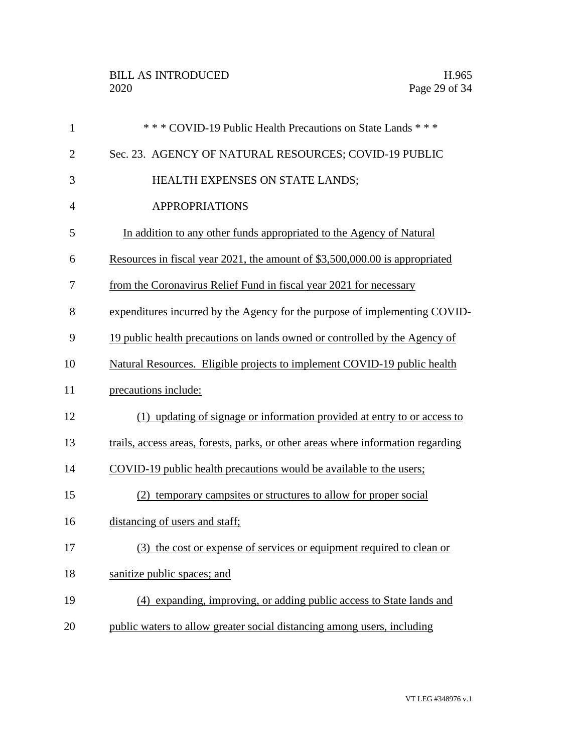\* \* \* COVID-19 Public Health Precautions on State Lands \* \* \*

Sec. 23. AGENCY OF NATURAL RESOURCES; COVID-19 PUBLIC HEALTH EXPENSES ON STATE LANDS; APPROPRIATIONS

In addition to any other funds appropriated to the Agency of Natural Resources in fiscal year 2021, the amount of $3,500,000.00 is appropriated from the Coronavirus Relief Fund in fiscal year 2021 for necessary expenditures incurred by the Agency for the purpose of implementing COVID-19 public health precautions on lands owned or controlled by the Agency of Natural Resources. Eligible projects to implement COVID-19 public health precautions include:

(1) updating of signage or information provided at entry to or access to trails, access areas, forests, parks, or other areas where information regarding COVID-19 public health precautions would be available to the users;

(2) temporary campsites or structures to allow for proper social distancing of users and staff;

(3) the cost or expense of services or equipment required to clean or sanitize public spaces; and

(4) expanding, improving, or adding public access to State lands and public waters to allow greater social distancing among users, including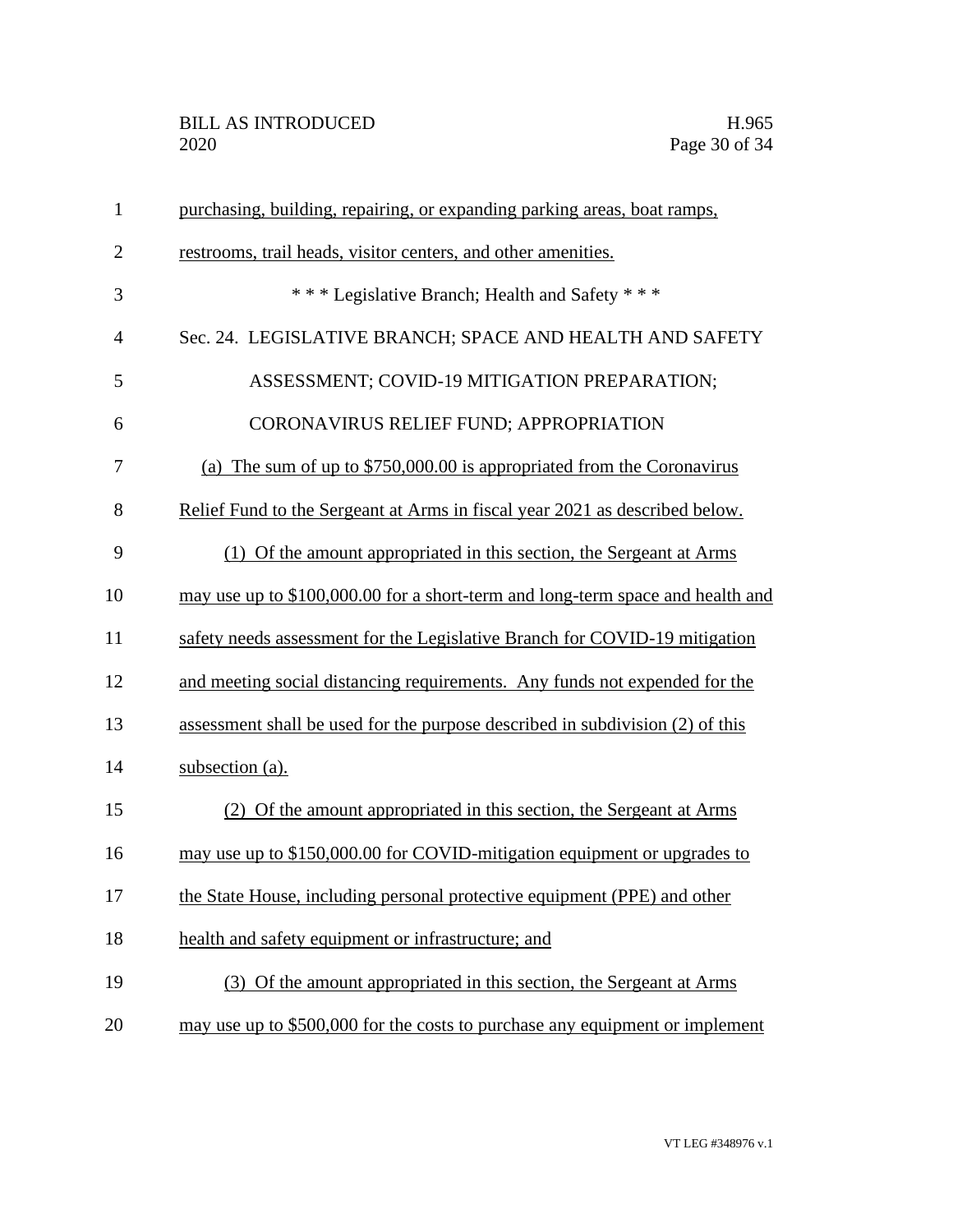purchasing, building, repairing, or expanding parking areas, boat ramps, restrooms, trail heads, visitor centers, and other amenities.

\* \* \* Legislative Branch; Health and Safety \* \* \*

Sec. 24. LEGISLATIVE BRANCH; SPACE AND HEALTH AND SAFETY ASSESSMENT; COVID-19 MITIGATION PREPARATION; CORONAVIRUS RELIEF FUND; APPROPRIATION

(a) The sum of up to $750,000.00 is appropriated from the Coronavirus Relief Fund to the Sergeant at Arms in fiscal year 2021 as described below.

(1) Of the amount appropriated in this section, the Sergeant at Arms may use up to $100,000.00 for a short-term and long-term space and health and safety needs assessment for the Legislative Branch for COVID-19 mitigation and meeting social distancing requirements. Any funds not expended for the assessment shall be used for the purpose described in subdivision (2) of this subsection (a).

(2) Of the amount appropriated in this section, the Sergeant at Arms may use up to $150,000.00 for COVID-mitigation equipment or upgrades to the State House, including personal protective equipment (PPE) and other health and safety equipment or infrastructure; and

(3) Of the amount appropriated in this section, the Sergeant at Arms may use up to $500,000 for the costs to purchase any equipment or implement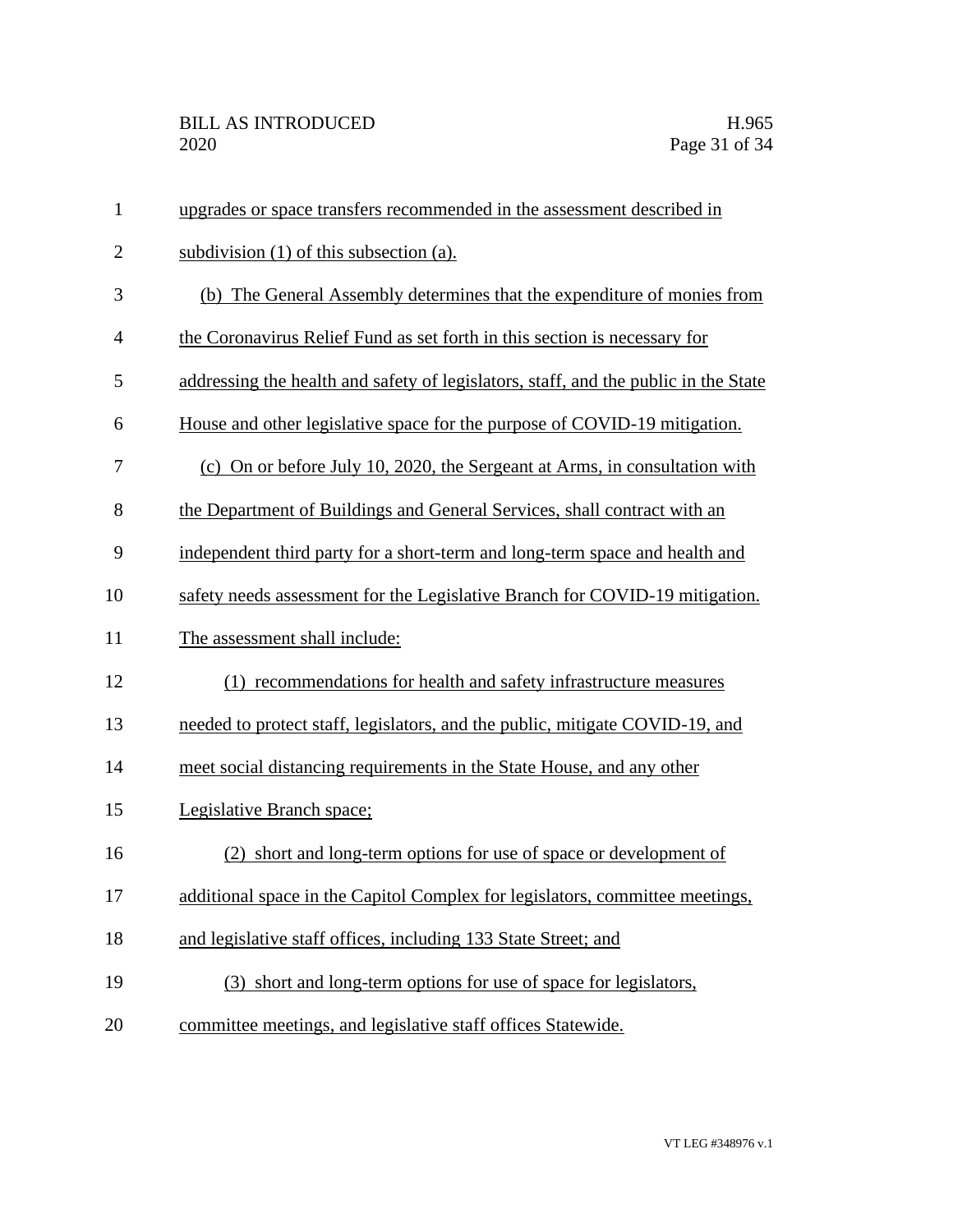upgrades or space transfers recommended in the assessment described in subdivision (1) of this subsection (a).

(b) The General Assembly determines that the expenditure of monies from the Coronavirus Relief Fund as set forth in this section is necessary for addressing the health and safety of legislators, staff, and the public in the State House and other legislative space for the purpose of COVID-19 mitigation.

(c) On or before July 10, 2020, the Sergeant at Arms, in consultation with the Department of Buildings and General Services, shall contract with an independent third party for a short-term and long-term space and health and safety needs assessment for the Legislative Branch for COVID-19 mitigation. The assessment shall include:

(1) recommendations for health and safety infrastructure measures needed to protect staff, legislators, and the public, mitigate COVID-19, and meet social distancing requirements in the State House, and any other Legislative Branch space;

(2) short and long-term options for use of space or development of additional space in the Capitol Complex for legislators, committee meetings, and legislative staff offices, including 133 State Street; and

(3) short and long-term options for use of space for legislators, committee meetings, and legislative staff offices Statewide.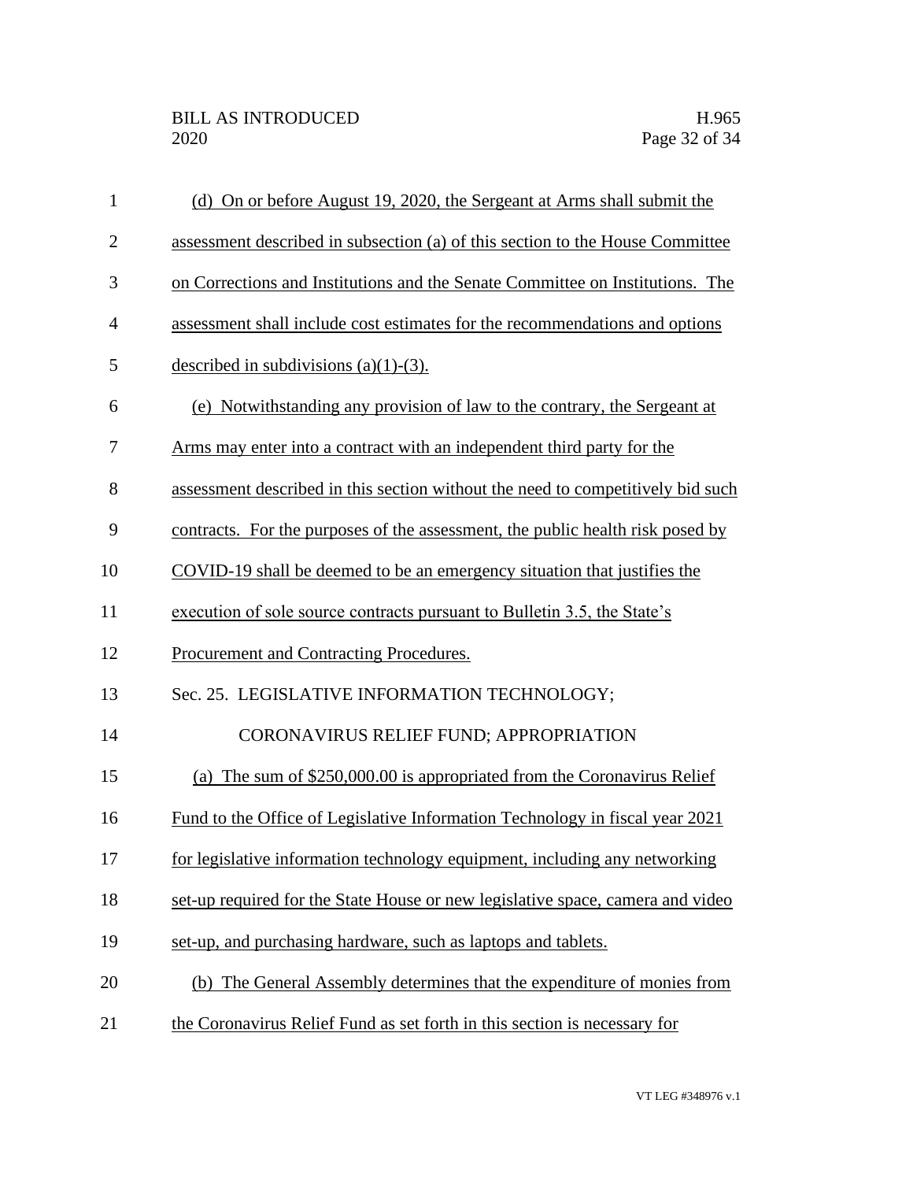(d) On or before August 19, 2020, the Sergeant at Arms shall submit the assessment described in subsection (a) of this section to the House Committee on Corrections and Institutions and the Senate Committee on Institutions. The assessment shall include cost estimates for the recommendations and options described in subdivisions (a)(1)-(3).

(e) Notwithstanding any provision of law to the contrary, the Sergeant at Arms may enter into a contract with an independent third party for the assessment described in this section without the need to competitively bid such contracts. For the purposes of the assessment, the public health risk posed by COVID-19 shall be deemed to be an emergency situation that justifies the execution of sole source contracts pursuant to Bulletin 3.5, the State's Procurement and Contracting Procedures.

Sec. 25. LEGISLATIVE INFORMATION TECHNOLOGY; CORONAVIRUS RELIEF FUND; APPROPRIATION

(a) The sum of $250,000.00 is appropriated from the Coronavirus Relief Fund to the Office of Legislative Information Technology in fiscal year 2021 for legislative information technology equipment, including any networking set-up required for the State House or new legislative space, camera and video set-up, and purchasing hardware, such as laptops and tablets.

(b) The General Assembly determines that the expenditure of monies from the Coronavirus Relief Fund as set forth in this section is necessary for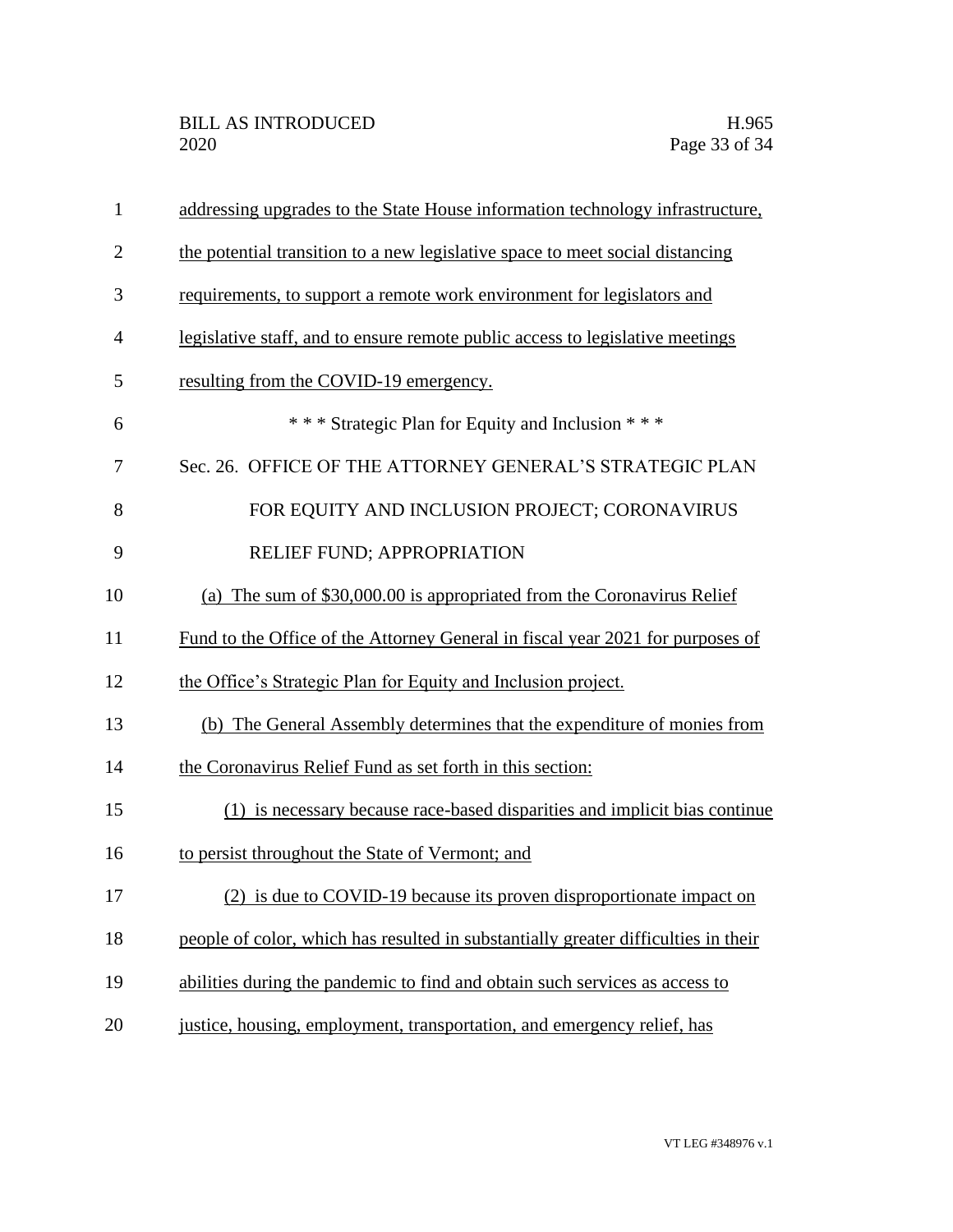addressing upgrades to the State House information technology infrastructure, the potential transition to a new legislative space to meet social distancing requirements, to support a remote work environment for legislators and legislative staff, and to ensure remote public access to legislative meetings resulting from the COVID-19 emergency.

\* \* \* Strategic Plan for Equity and Inclusion \* \* \*

Sec. 26. OFFICE OF THE ATTORNEY GENERAL'S STRATEGIC PLAN FOR EQUITY AND INCLUSION PROJECT; CORONAVIRUS RELIEF FUND; APPROPRIATION

(a) The sum of $30,000.00 is appropriated from the Coronavirus Relief Fund to the Office of the Attorney General in fiscal year 2021 for purposes of the Office's Strategic Plan for Equity and Inclusion project.

(b) The General Assembly determines that the expenditure of monies from the Coronavirus Relief Fund as set forth in this section:

(1) is necessary because race-based disparities and implicit bias continue to persist throughout the State of Vermont; and

(2) is due to COVID-19 because its proven disproportionate impact on people of color, which has resulted in substantially greater difficulties in their abilities during the pandemic to find and obtain such services as access to justice, housing, employment, transportation, and emergency relief, has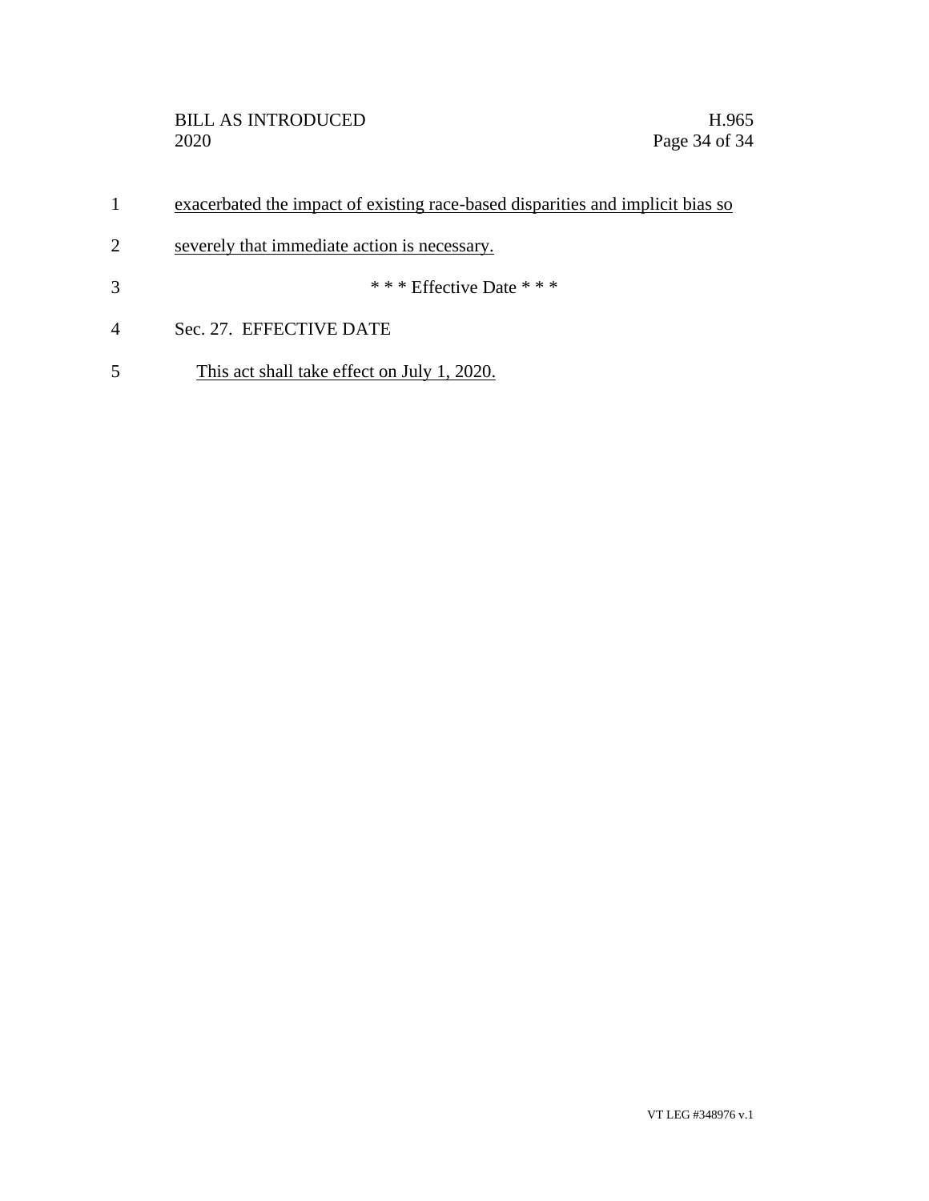exacerbated the impact of existing race-based disparities and implicit bias so severely that immediate action is necessary.

\* \* \* Effective Date \* \* \*

Sec. 27. EFFECTIVE DATE

This act shall take effect on July 1, 2020.